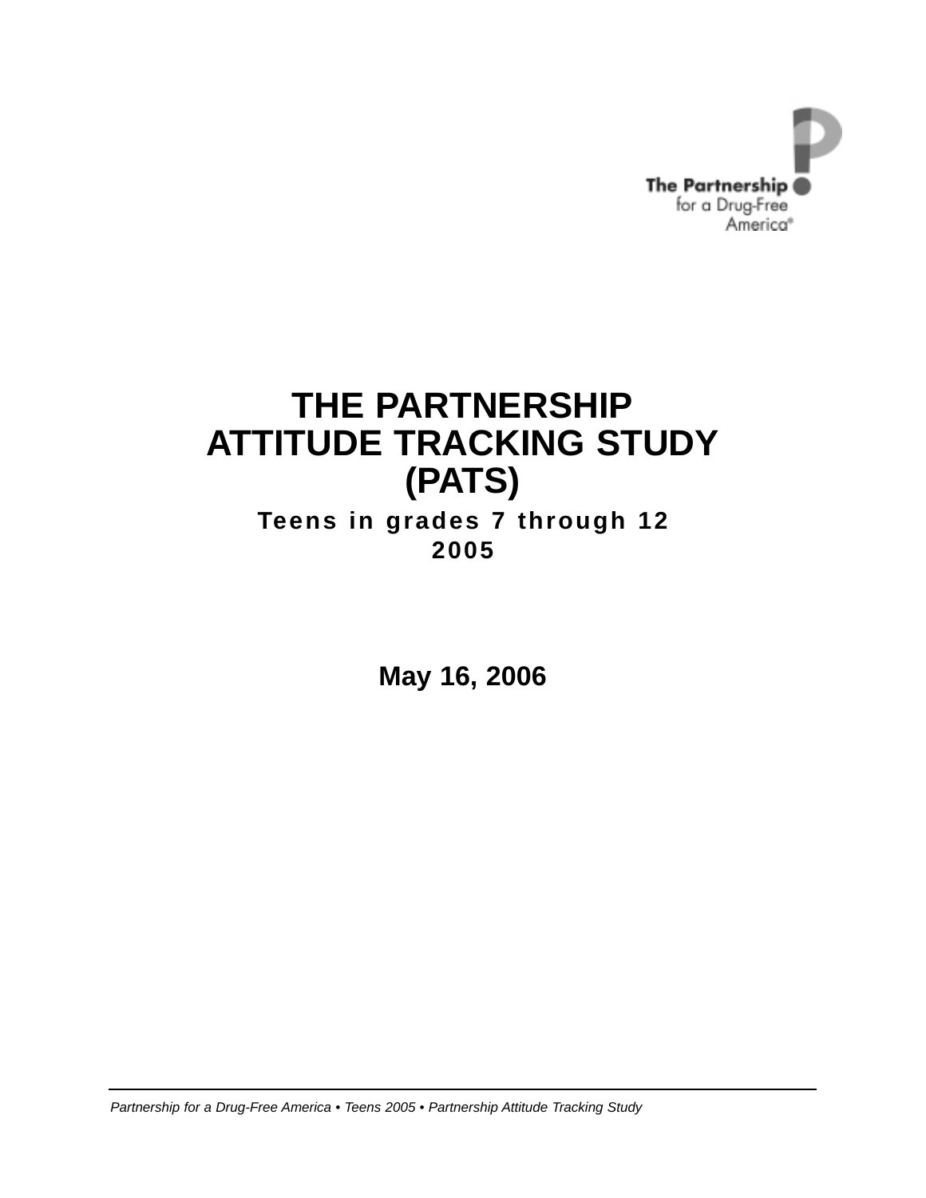The Partnership for a Drug-Free America®

# THE PARTNERSHIP ATTITUDE TRACKING STUDY (PATS)

**Teens in grades 7 through 12**
**2005**

**May 16, 2006**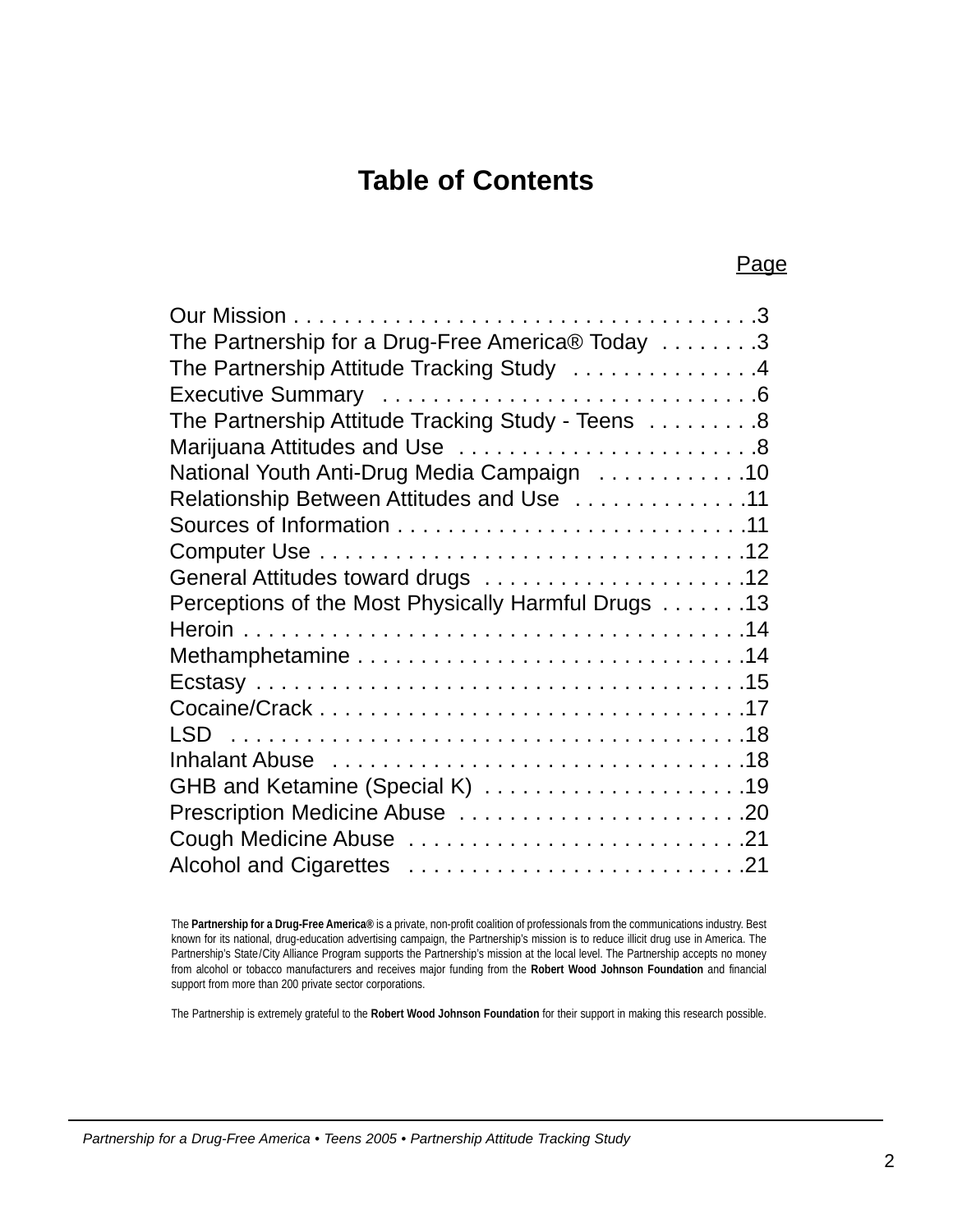# Table of Contents

| | Page |
|---|---|
| Our Mission | 3 |
| The Partnership for a Drug-Free America® Today | 3 |
| The Partnership Attitude Tracking Study | 4 |
| Executive Summary | 6 |
| The Partnership Attitude Tracking Study - Teens | 8 |
| Marijuana Attitudes and Use | 8 |
| National Youth Anti-Drug Media Campaign | 10 |
| Relationship Between Attitudes and Use | 11 |
| Sources of Information | 11 |
| Computer Use | 12 |
| General Attitudes toward drugs | 12 |
| Perceptions of the Most Physically Harmful Drugs | 13 |
| Heroin | 14 |
| Methamphetamine | 14 |
| Ecstasy | 15 |
| Cocaine/Crack | 17 |
| LSD | 18 |
| Inhalant Abuse | 18 |
| GHB and Ketamine (Special K) | 19 |
| Prescription Medicine Abuse | 20 |
| Cough Medicine Abuse | 21 |
| Alcohol and Cigarettes | 21 |

The **Partnership for a Drug-Free America®** is a private, non-profit coalition of professionals from the communications industry. Best known for its national, drug-education advertising campaign, the Partnership's mission is to reduce illicit drug use in America. The Partnership's State/City Alliance Program supports the Partnership's mission at the local level. The Partnership accepts no money from alcohol or tobacco manufacturers and receives major funding from the **Robert Wood Johnson Foundation** and financial support from more than 200 private sector corporations.

The Partnership is extremely grateful to the **Robert Wood Johnson Foundation** for their support in making this research possible.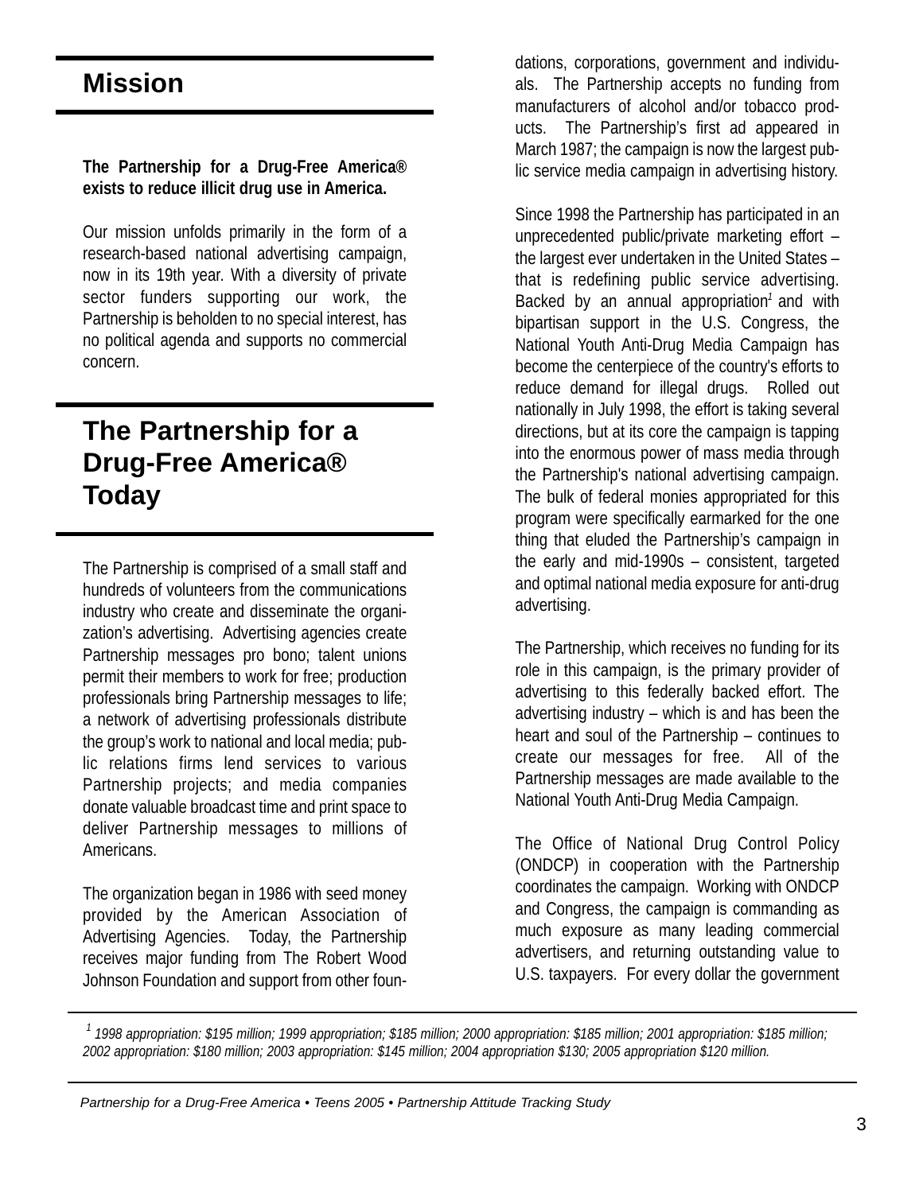# Mission

**The Partnership for a Drug-Free America® exists to reduce illicit drug use in America.**

Our mission unfolds primarily in the form of a research-based national advertising campaign, now in its 19th year. With a diversity of private sector funders supporting our work, the Partnership is beholden to no special interest, has no political agenda and supports no commercial concern.

# The Partnership for a Drug-Free America® Today

The Partnership is comprised of a small staff and hundreds of volunteers from the communications industry who create and disseminate the organization's advertising. Advertising agencies create Partnership messages pro bono; talent unions permit their members to work for free; production professionals bring Partnership messages to life; a network of advertising professionals distribute the group's work to national and local media; public relations firms lend services to various Partnership projects; and media companies donate valuable broadcast time and print space to deliver Partnership messages to millions of Americans.

The organization began in 1986 with seed money provided by the American Association of Advertising Agencies. Today, the Partnership receives major funding from The Robert Wood Johnson Foundation and support from other foundations, corporations, government and individuals. The Partnership accepts no funding from manufacturers of alcohol and/or tobacco products. The Partnership's first ad appeared in March 1987; the campaign is now the largest public service media campaign in advertising history.

Since 1998 the Partnership has participated in an unprecedented public/private marketing effort – the largest ever undertaken in the United States – that is redefining public service advertising. Backed by an annual appropriation[1] and with bipartisan support in the U.S. Congress, the National Youth Anti-Drug Media Campaign has become the centerpiece of the country's efforts to reduce demand for illegal drugs. Rolled out nationally in July 1998, the effort is taking several directions, but at its core the campaign is tapping into the enormous power of mass media through the Partnership's national advertising campaign. The bulk of federal monies appropriated for this program were specifically earmarked for the one thing that eluded the Partnership's campaign in the early and mid-1990s – consistent, targeted and optimal national media exposure for anti-drug advertising.

The Partnership, which receives no funding for its role in this campaign, is the primary provider of advertising to this federally backed effort. The advertising industry – which is and has been the heart and soul of the Partnership – continues to create our messages for free. All of the Partnership messages are made available to the National Youth Anti-Drug Media Campaign.

The Office of National Drug Control Policy (ONDCP) in cooperation with the Partnership coordinates the campaign. Working with ONDCP and Congress, the campaign is commanding as much exposure as many leading commercial advertisers, and returning outstanding value to U.S. taxpayers. For every dollar the government

---

*[1] 1998 appropriation: $195 million; 1999 appropriation; $185 million; 2000 appropriation: $185 million; 2001 appropriation: $185 million; 2002 appropriation: $180 million; 2003 appropriation: $145 million; 2004 appropriation $130; 2005 appropriation $120 million.*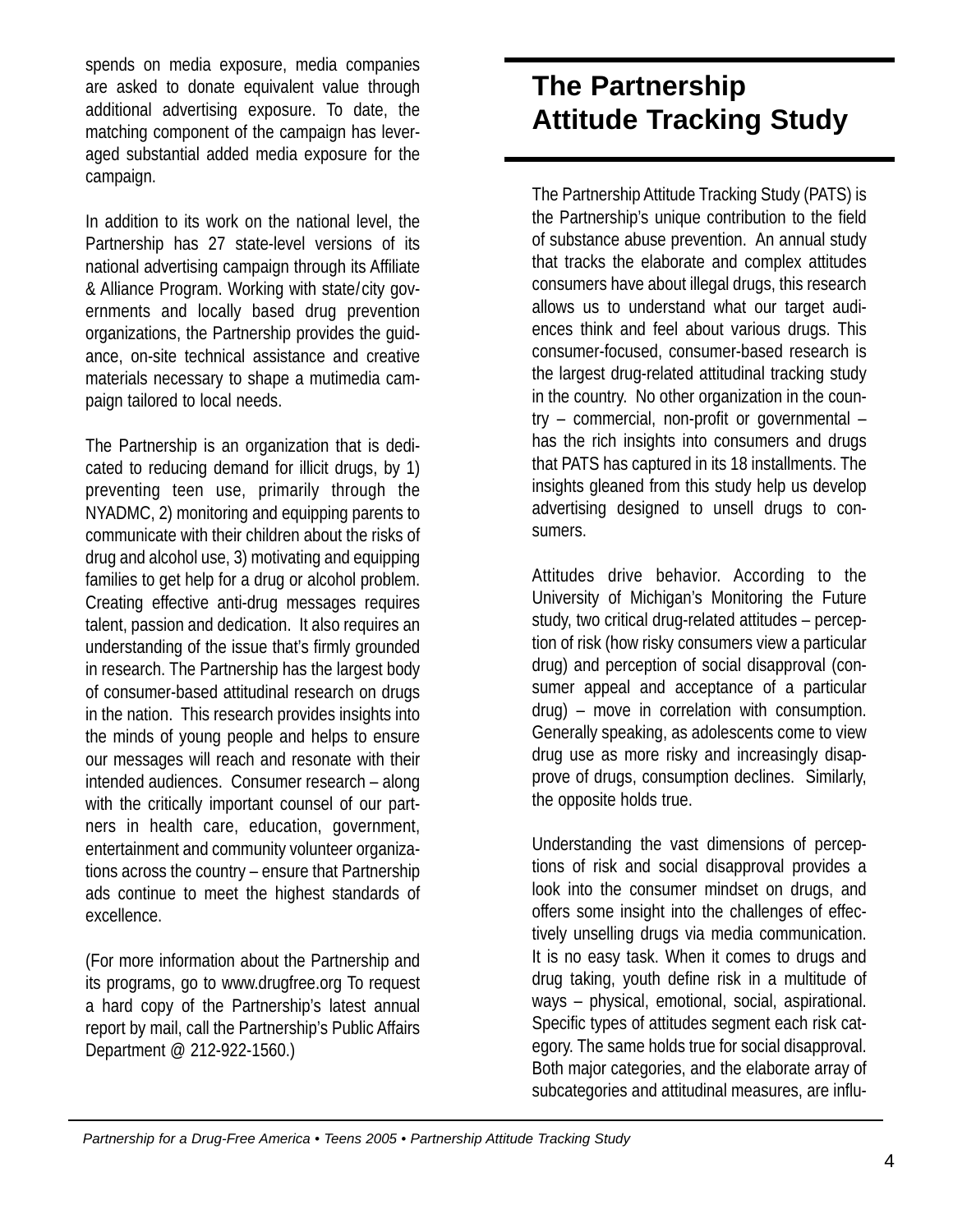spends on media exposure, media companies are asked to donate equivalent value through additional advertising exposure. To date, the matching component of the campaign has leveraged substantial added media exposure for the campaign.

In addition to its work on the national level, the Partnership has 27 state-level versions of its national advertising campaign through its Affiliate & Alliance Program. Working with state/city governments and locally based drug prevention organizations, the Partnership provides the guidance, on-site technical assistance and creative materials necessary to shape a mutimedia campaign tailored to local needs.

The Partnership is an organization that is dedicated to reducing demand for illicit drugs, by 1) preventing teen use, primarily through the NYADMC, 2) monitoring and equipping parents to communicate with their children about the risks of drug and alcohol use, 3) motivating and equipping families to get help for a drug or alcohol problem. Creating effective anti-drug messages requires talent, passion and dedication. It also requires an understanding of the issue that's firmly grounded in research. The Partnership has the largest body of consumer-based attitudinal research on drugs in the nation. This research provides insights into the minds of young people and helps to ensure our messages will reach and resonate with their intended audiences. Consumer research – along with the critically important counsel of our partners in health care, education, government, entertainment and community volunteer organizations across the country – ensure that Partnership ads continue to meet the highest standards of excellence.

(For more information about the Partnership and its programs, go to www.drugfree.org To request a hard copy of the Partnership's latest annual report by mail, call the Partnership's Public Affairs Department @ 212-922-1560.)

## The Partnership Attitude Tracking Study

The Partnership Attitude Tracking Study (PATS) is the Partnership's unique contribution to the field of substance abuse prevention. An annual study that tracks the elaborate and complex attitudes consumers have about illegal drugs, this research allows us to understand what our target audiences think and feel about various drugs. This consumer-focused, consumer-based research is the largest drug-related attitudinal tracking study in the country. No other organization in the country – commercial, non-profit or governmental – has the rich insights into consumers and drugs that PATS has captured in its 18 installments. The insights gleaned from this study help us develop advertising designed to unsell drugs to consumers.

Attitudes drive behavior. According to the University of Michigan's Monitoring the Future study, two critical drug-related attitudes – perception of risk (how risky consumers view a particular drug) and perception of social disapproval (consumer appeal and acceptance of a particular drug) – move in correlation with consumption. Generally speaking, as adolescents come to view drug use as more risky and increasingly disapprove of drugs, consumption declines. Similarly, the opposite holds true.

Understanding the vast dimensions of perceptions of risk and social disapproval provides a look into the consumer mindset on drugs, and offers some insight into the challenges of effectively unselling drugs via media communication. It is no easy task. When it comes to drugs and drug taking, youth define risk in a multitude of ways – physical, emotional, social, aspirational. Specific types of attitudes segment each risk category. The same holds true for social disapproval. Both major categories, and the elaborate array of subcategories and attitudinal measures, are influ-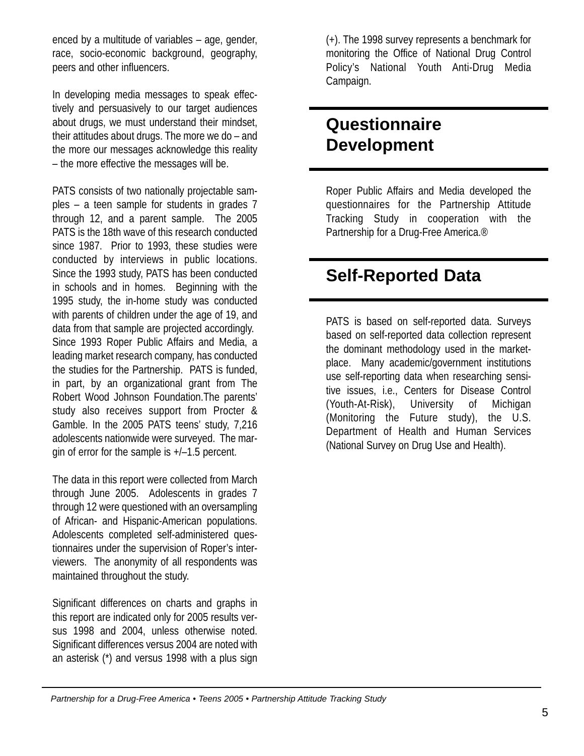enced by a multitude of variables – age, gender, race, socio-economic background, geography, peers and other influencers.

In developing media messages to speak effectively and persuasively to our target audiences about drugs, we must understand their mindset, their attitudes about drugs. The more we do – and the more our messages acknowledge this reality – the more effective the messages will be.

PATS consists of two nationally projectable samples – a teen sample for students in grades 7 through 12, and a parent sample. The 2005 PATS is the 18th wave of this research conducted since 1987. Prior to 1993, these studies were conducted by interviews in public locations. Since the 1993 study, PATS has been conducted in schools and in homes. Beginning with the 1995 study, the in-home study was conducted with parents of children under the age of 19, and data from that sample are projected accordingly. Since 1993 Roper Public Affairs and Media, a leading market research company, has conducted the studies for the Partnership. PATS is funded, in part, by an organizational grant from The Robert Wood Johnson Foundation.The parents' study also receives support from Procter & Gamble. In the 2005 PATS teens' study, 7,216 adolescents nationwide were surveyed. The margin of error for the sample is +/–1.5 percent.

The data in this report were collected from March through June 2005. Adolescents in grades 7 through 12 were questioned with an oversampling of African- and Hispanic-American populations. Adolescents completed self-administered questionnaires under the supervision of Roper's interviewers. The anonymity of all respondents was maintained throughout the study.

Significant differences on charts and graphs in this report are indicated only for 2005 results versus 1998 and 2004, unless otherwise noted. Significant differences versus 2004 are noted with an asterisk (*) and versus 1998 with a plus sign (+). The 1998 survey represents a benchmark for monitoring the Office of National Drug Control Policy's National Youth Anti-Drug Media Campaign.

## Questionnaire Development

Roper Public Affairs and Media developed the questionnaires for the Partnership Attitude Tracking Study in cooperation with the Partnership for a Drug-Free America.®

## Self-Reported Data

PATS is based on self-reported data. Surveys based on self-reported data collection represent the dominant methodology used in the marketplace. Many academic/government institutions use self-reporting data when researching sensitive issues, i.e., Centers for Disease Control (Youth-At-Risk), University of Michigan (Monitoring the Future study), the U.S. Department of Health and Human Services (National Survey on Drug Use and Health).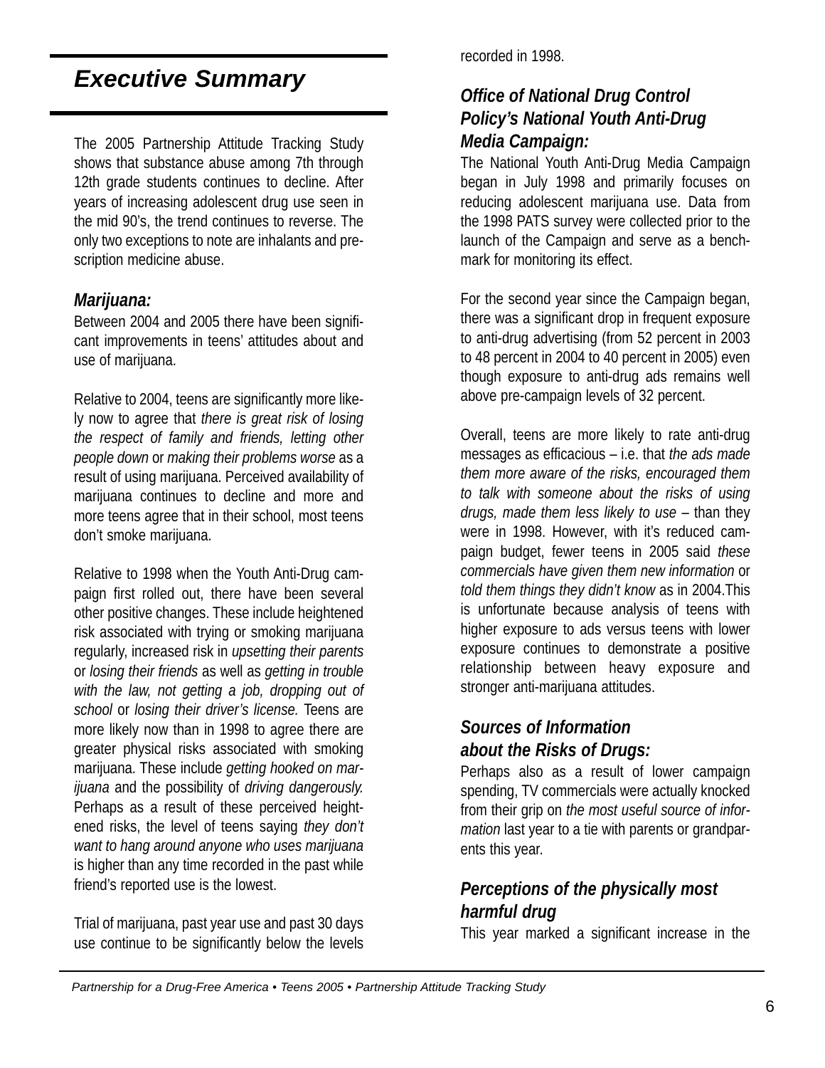## *Executive Summary*

The 2005 Partnership Attitude Tracking Study shows that substance abuse among 7th through 12th grade students continues to decline. After years of increasing adolescent drug use seen in the mid 90's, the trend continues to reverse. The only two exceptions to note are inhalants and prescription medicine abuse.

### *Marijuana:*

Between 2004 and 2005 there have been significant improvements in teens' attitudes about and use of marijuana.

Relative to 2004, teens are significantly more likely now to agree that *there is great risk of losing the respect of family and friends, letting other people down* or *making their problems worse* as a result of using marijuana. Perceived availability of marijuana continues to decline and more and more teens agree that in their school, most teens don't smoke marijuana.

Relative to 1998 when the Youth Anti-Drug campaign first rolled out, there have been several other positive changes. These include heightened risk associated with trying or smoking marijuana regularly, increased risk in *upsetting their parents* or *losing their friends* as well as *getting in trouble with the law, not getting a job, dropping out of school* or *losing their driver's license.* Teens are more likely now than in 1998 to agree there are greater physical risks associated with smoking marijuana. These include *getting hooked on marijuana* and the possibility of *driving dangerously.* Perhaps as a result of these perceived heightened risks, the level of teens saying *they don't want to hang around anyone who uses marijuana* is higher than any time recorded in the past while friend's reported use is the lowest.

Trial of marijuana, past year use and past 30 days use continue to be significantly below the levels recorded in 1998.

### *Office of National Drug Control Policy's National Youth Anti-Drug Media Campaign:*

The National Youth Anti-Drug Media Campaign began in July 1998 and primarily focuses on reducing adolescent marijuana use. Data from the 1998 PATS survey were collected prior to the launch of the Campaign and serve as a benchmark for monitoring its effect.

For the second year since the Campaign began, there was a significant drop in frequent exposure to anti-drug advertising (from 52 percent in 2003 to 48 percent in 2004 to 40 percent in 2005) even though exposure to anti-drug ads remains well above pre-campaign levels of 32 percent.

Overall, teens are more likely to rate anti-drug messages as efficacious – i.e. that *the ads made them more aware of the risks, encouraged them to talk with someone about the risks of using drugs, made them less likely to use* – than they were in 1998. However, with it's reduced campaign budget, fewer teens in 2005 said *these commercials have given them new information* or *told them things they didn't know* as in 2004.This is unfortunate because analysis of teens with higher exposure to ads versus teens with lower exposure continues to demonstrate a positive relationship between heavy exposure and stronger anti-marijuana attitudes.

### *Sources of Information about the Risks of Drugs:*

Perhaps also as a result of lower campaign spending, TV commercials were actually knocked from their grip on *the most useful source of information* last year to a tie with parents or grandparents this year.

### *Perceptions of the physically most harmful drug*

This year marked a significant increase in the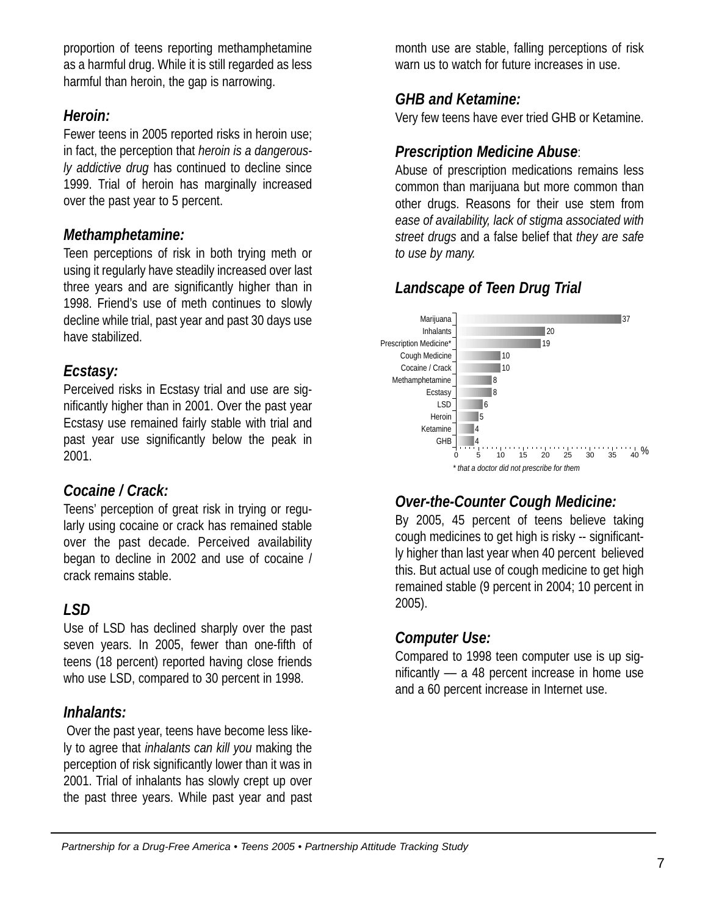proportion of teens reporting methamphetamine as a harmful drug. While it is still regarded as less harmful than heroin, the gap is narrowing.

### *Heroin:*

Fewer teens in 2005 reported risks in heroin use; in fact, the perception that *heroin is a dangerously addictive drug* has continued to decline since 1999. Trial of heroin has marginally increased over the past year to 5 percent.

### *Methamphetamine:*

Teen perceptions of risk in both trying meth or using it regularly have steadily increased over last three years and are significantly higher than in 1998. Friend's use of meth continues to slowly decline while trial, past year and past 30 days use have stabilized.

### *Ecstasy:*

Perceived risks in Ecstasy trial and use are significantly higher than in 2001. Over the past year Ecstasy use remained fairly stable with trial and past year use significantly below the peak in 2001.

### *Cocaine / Crack:*

Teens' perception of great risk in trying or regularly using cocaine or crack has remained stable over the past decade. Perceived availability began to decline in 2002 and use of cocaine / crack remains stable.

### *LSD*

Use of LSD has declined sharply over the past seven years. In 2005, fewer than one-fifth of teens (18 percent) reported having close friends who use LSD, compared to 30 percent in 1998.

### *Inhalants:*

Over the past year, teens have become less likely to agree that *inhalants can kill you* making the perception of risk significantly lower than it was in 2001. Trial of inhalants has slowly crept up over the past three years. While past year and past month use are stable, falling perceptions of risk warn us to watch for future increases in use.

### *GHB and Ketamine:*

Very few teens have ever tried GHB or Ketamine.

### *Prescription Medicine Abuse*:

Abuse of prescription medications remains less common than marijuana but more common than other drugs. Reasons for their use stem from *ease of availability, lack of stigma associated with street drugs* and a false belief that *they are safe to use by many.*

### *Landscape of Teen Drug Trial*

| Drug | % |
|---|---|
| Marijuana | 37 |
| Inhalants | 20 |
| Prescription Medicine* | 19 |
| Cough Medicine | 10 |
| Cocaine / Crack | 10 |
| Methamphetamine | 8 |
| Ecstasy | 8 |
| LSD | 6 |
| Heroin | 5 |
| Ketamine | 4 |
| GHB | 4 |

*\* that a doctor did not prescribe for them*

### *Over-the-Counter Cough Medicine:*

By 2005, 45 percent of teens believe taking cough medicines to get high is risky -- significantly higher than last year when 40 percent believed this. But actual use of cough medicine to get high remained stable (9 percent in 2004; 10 percent in 2005).

### *Computer Use:*

Compared to 1998 teen computer use is up significantly — a 48 percent increase in home use and a 60 percent increase in Internet use.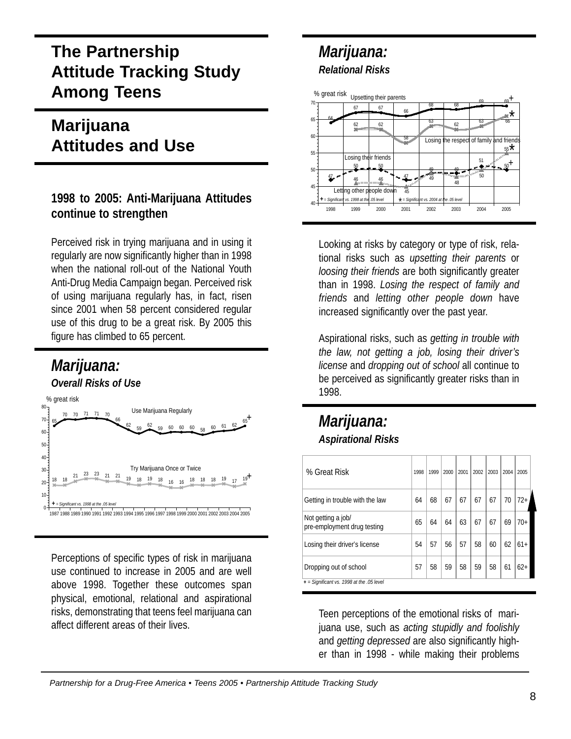# The Partnership Attitude Tracking Study Among Teens

# Marijuana Attitudes and Use

### 1998 to 2005: Anti-Marijuana Attitudes continue to strengthen

Perceived risk in trying marijuana and in using it regularly are now significantly higher than in 1998 when the national roll-out of the National Youth Anti-Drug Media Campaign began. Perceived risk of using marijuana regularly has, in fact, risen since 2001 when 58 percent considered regular use of this drug to be a great risk. By 2005 this figure has climbed to 65 percent.

## *Marijuana:*

### *Overall Risks of Use*

% great risk

| | 1987 | 1988 | 1989 | 1990 | 1991 | 1992 | 1993 | 1994 | 1995 | 1996 | 1997 | 1998 | 1999 | 2000 | 2001 | 2002 | 2003 | 2004 | 2005 |
|---|---|---|---|---|---|---|---|---|---|---|---|---|---|---|---|---|---|---|---|
| Use Marijuana Regularly | 65 | 70 | 70 | 71 | 71 | 70 | 66 | 62 | 59 | 62 | 59 | 60 | 60 | 60 | 58 | 60 | 61 | 62 | 65+ |
| Try Marijuana Once or Twice | 18 | 18 | 21 | 23 | 23 | 21 | 21 | 19 | 18 | 19 | 18 | 16 | 16 | 18 | 18 | 18 | 19 | 17 | 19+ |

*+ = Significant vs. 1998 at the .05 level*

Perceptions of specific types of risk in marijuana use continued to increase in 2005 and are well above 1998. Together these outcomes span physical, emotional, relational and aspirational risks, demonstrating that teens feel marijuana can affect different areas of their lives.

## *Marijuana:*

### *Relational Risks*

% great risk

| | 1998 | 1999 | 2000 | 2001 | 2002 | 2003 | 2004 | 2005 |
|---|---|---|---|---|---|---|---|---|
| Upsetting their parents | 64 | 67 | 67 | 66 | 68 | 68 | 69 | 69+ |
| Losing the respect of family and friends | | 62 | 62 | 58 | 63 | 62 | 63 | 66* |
| Losing their friends | 47 | 50 | 50 | 47 | 49 | 49 | 51 | 50+ |
| Letting other people down | | 46 | 46 | 45 | 49 | 48 | 50 | 55* |

*+ = Significant vs. 1998 at the .05 level*  * = Significant vs. 2004 at the .05 level*

Looking at risks by category or type of risk, relational risks such as *upsetting their parents* or *loosing their friends* are both significantly greater than in 1998. *Losing the respect of family and friends* and *letting other people down* have increased significantly over the past year.

Aspirational risks, such as *getting in trouble with the law, not getting a job, losing their driver's license* and *dropping out of school* all continue to be perceived as significantly greater risks than in 1998.

## *Marijuana:*

### *Aspirational Risks*

| % Great Risk | 1998 | 1999 | 2000 | 2001 | 2002 | 2003 | 2004 | 2005 |
|---|---|---|---|---|---|---|---|---|
| Getting in trouble with the law | 64 | 68 | 67 | 67 | 67 | 67 | 70 | 72+ |
| Not getting a job/ pre-employment drug testing | 65 | 64 | 64 | 63 | 67 | 67 | 69 | 70+ |
| Losing their driver's license | 54 | 57 | 56 | 57 | 58 | 60 | 62 | 61+ |
| Dropping out of school | 57 | 58 | 59 | 58 | 59 | 58 | 61 | 62+ |

*+ = Significant vs. 1998 at the .05 level*

Teen perceptions of the emotional risks of marijuana use, such as *acting stupidly and foolishly* and *getting depressed* are also significantly higher than in 1998 - while making their problems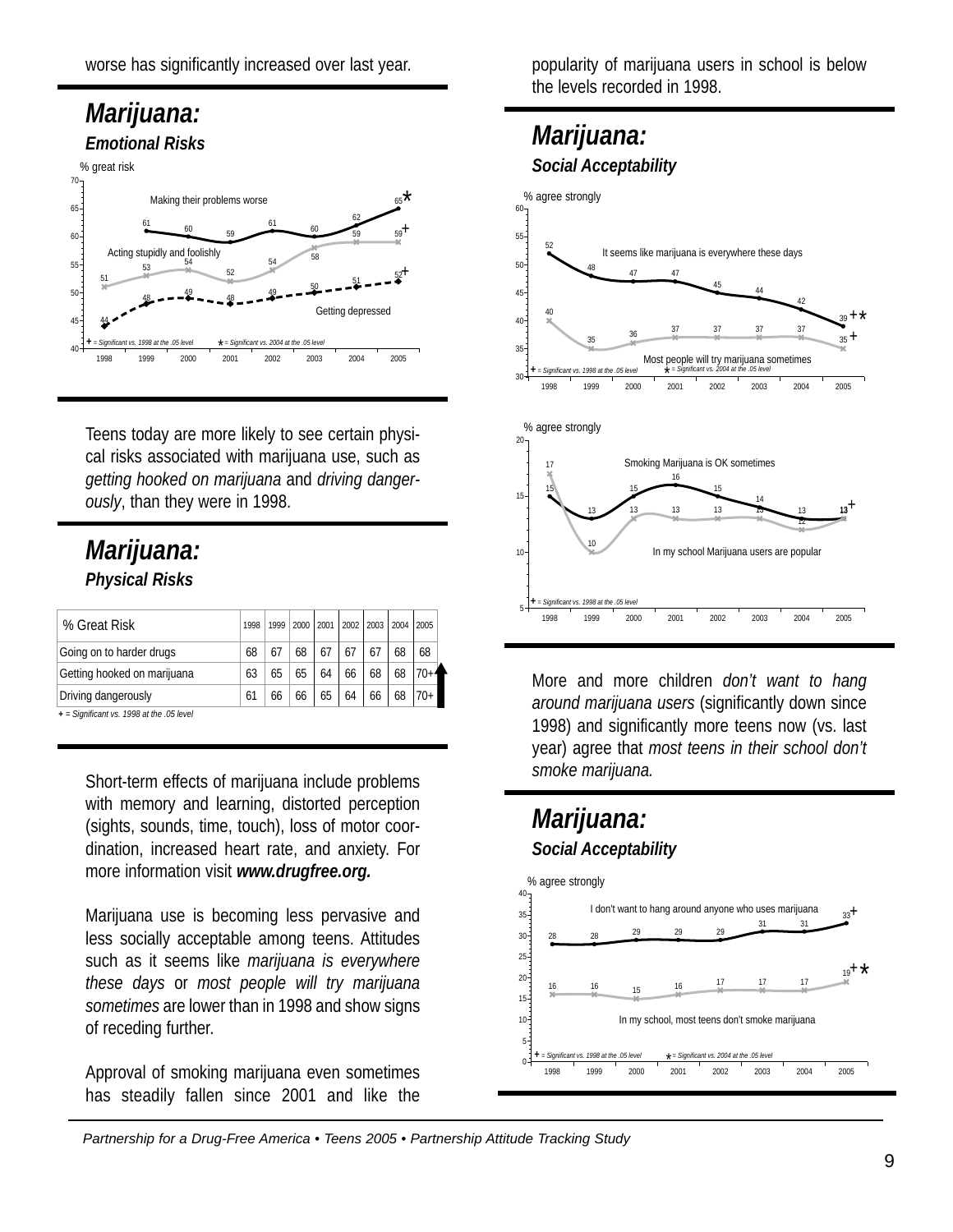worse has significantly increased over last year.

## Marijuana:

### *Emotional Risks*

% great risk

| | 1998 | 1999 | 2000 | 2001 | 2002 | 2003 | 2004 | 2005 |
|---|---|---|---|---|---|---|---|---|
| Making their problems worse | | 61 | 60 | 59 | 61 | 60 | 62 | 65* |
| Acting stupidly and foolishly | 51 | 53 | 54 | 52 | 54 | 58 | 59 | 59+ |
| Getting depressed | 44 | 48 | 49 | 48 | 49 | 50 | 51 | 52+ |

+ = Significant vs. 1998 at the .05 level * = Significant vs. 2004 at the .05 level

Teens today are more likely to see certain physical risks associated with marijuana use, such as *getting hooked on marijuana* and *driving dangerously*, than they were in 1998.

## Marijuana:

### *Physical Risks*

| % Great Risk | 1998 | 1999 | 2000 | 2001 | 2002 | 2003 | 2004 | 2005 |
|---|---|---|---|---|---|---|---|---|
| Going on to harder drugs | 68 | 67 | 68 | 67 | 67 | 67 | 68 | 68 |
| Getting hooked on marijuana | 63 | 65 | 65 | 64 | 66 | 68 | 68 | 70+ |
| Driving dangerously | 61 | 66 | 66 | 65 | 64 | 66 | 68 | 70+ |

+ = Significant vs. 1998 at the .05 level

Short-term effects of marijuana include problems with memory and learning, distorted perception (sights, sounds, time, touch), loss of motor coordination, increased heart rate, and anxiety. For more information visit ***www.drugfree.org.***

Marijuana use is becoming less pervasive and less socially acceptable among teens. Attitudes such as it seems like *marijuana is everywhere these days* or *most people will try marijuana sometimes* are lower than in 1998 and show signs of receding further.

Approval of smoking marijuana even sometimes has steadily fallen since 2001 and like the popularity of marijuana users in school is below the levels recorded in 1998.

## Marijuana:

### *Social Acceptability*

% agree strongly

| | 1998 | 1999 | 2000 | 2001 | 2002 | 2003 | 2004 | 2005 |
|---|---|---|---|---|---|---|---|---|
| It seems like marijuana is everywhere these days | 52 | 48 | 47 | 47 | 45 | 44 | 42 | 39+* |
| Most people will try marijuana sometimes | 40 | 35 | 36 | 37 | 37 | 37 | 37 | 35+ |

+ = Significant vs. 1998 at the .05 level * = Significant vs. 2004 at the .05 level

% agree strongly

| | 1998 | 1999 | 2000 | 2001 | 2002 | 2003 | 2004 | 2005 |
|---|---|---|---|---|---|---|---|---|
| Smoking Marijuana is OK sometimes | 15 | 13 | 15 | 16 | 15 | 14 | 13 | 13+ |
| In my school Marijuana users are popular | 17 | 10 | 13 | 13 | 13 | 13 | 12 | 13 |

+ = Significant vs. 1998 at the .05 level

More and more children *don't want to hang around marijuana users* (significantly down since 1998) and significantly more teens now (vs. last year) agree that *most teens in their school don't smoke marijuana.*

## Marijuana:

### *Social Acceptability*

% agree strongly

| | 1998 | 1999 | 2000 | 2001 | 2002 | 2003 | 2004 | 2005 |
|---|---|---|---|---|---|---|---|---|
| I don't want to hang around anyone who uses marijuana | 28 | 28 | 29 | 29 | 29 | 31 | 31 | 33+ |
| In my school, most teens don't smoke marijuana | 16 | 16 | 15 | 16 | 17 | 17 | 17 | 19+* |

+ = Significant vs. 1998 at the .05 level * = Significant vs. 2004 at the .05 level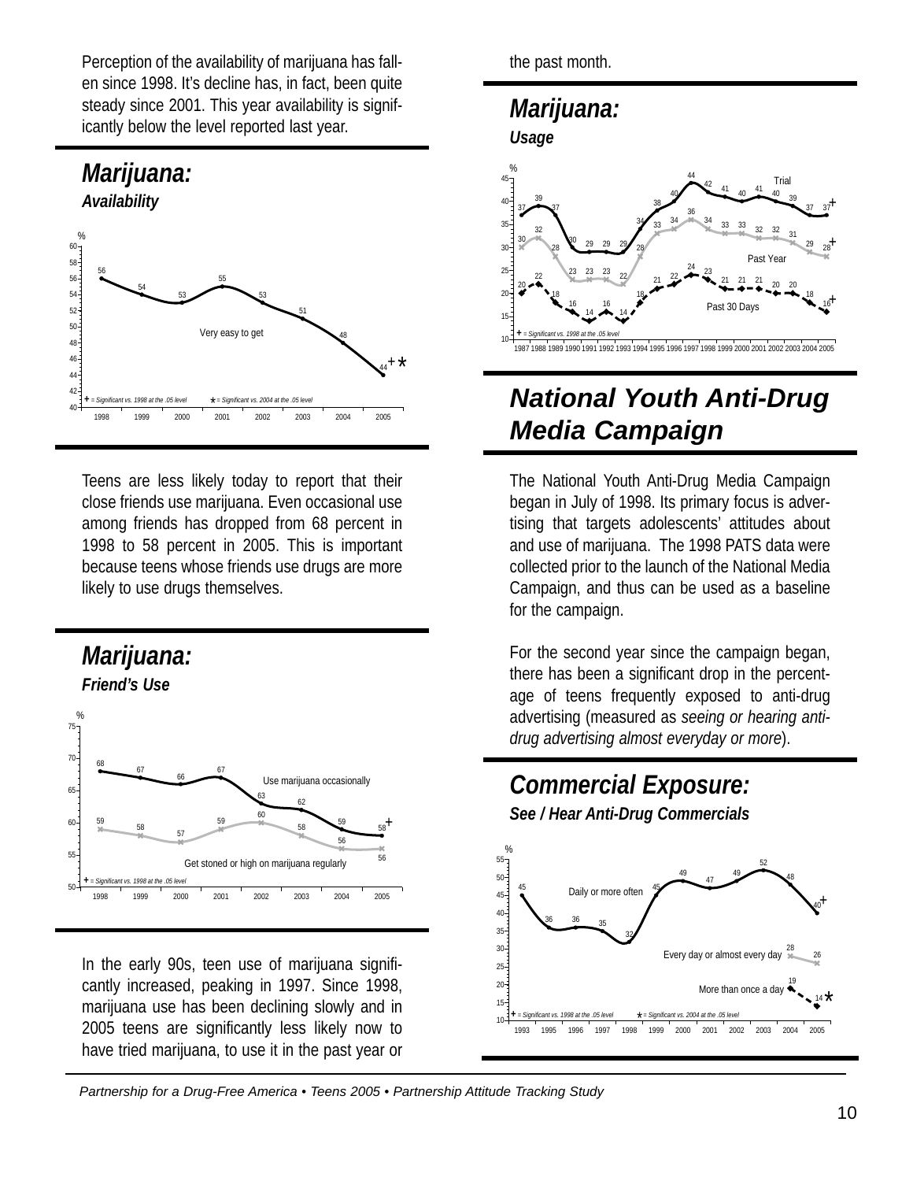Perception of the availability of marijuana has fallen since 1998. It's decline has, in fact, been quite steady since 2001. This year availability is significantly below the level reported last year.

## Marijuana:

### *Availability*

| | 1998 | 1999 | 2000 | 2001 | 2002 | 2003 | 2004 | 2005 |
|---|---|---|---|---|---|---|---|---|
| Very easy to get (%) | 56 | 54 | 53 | 55 | 53 | 51 | 48 | 44 +* |

+ = Significant vs. 1998 at the .05 level  * = Significant vs. 2004 at the .05 level

Teens are less likely today to report that their close friends use marijuana. Even occasional use among friends has dropped from 68 percent in 1998 to 58 percent in 2005. This is important because teens whose friends use drugs are more likely to use drugs themselves.

## Marijuana:

### *Friend's Use*

| | 1998 | 1999 | 2000 | 2001 | 2002 | 2003 | 2004 | 2005 |
|---|---|---|---|---|---|---|---|---|
| Use marijuana occasionally (%) | 68 | 67 | 66 | 67 | 63 | 62 | 59 | 58 + |
| Get stoned or high on marijuana regularly (%) | 59 | 58 | 57 | 59 | 60 | 58 | 56 | 56 |

+ = Significant vs. 1998 at the .05 level

In the early 90s, teen use of marijuana significantly increased, peaking in 1997. Since 1998, marijuana use has been declining slowly and in 2005 teens are significantly less likely now to have tried marijuana, to use it in the past year or the past month.

## Marijuana:

### *Usage*

| | 1987 | 1988 | 1989 | 1990 | 1991 | 1992 | 1993 | 1994 | 1995 | 1996 | 1997 | 1998 | 1999 | 2000 | 2001 | 2002 | 2003 | 2004 | 2005 |
|---|---|---|---|---|---|---|---|---|---|---|---|---|---|---|---|---|---|---|---|
| Trial (%) | 37 | 39 | 37 | 30 | 29 | 29 | 29 | 34 | 38 | 40 | 44 | 42 | 41 | 40 | 41 | 40 | 39 | 37 | 37 + |
| Past Year (%) | 30 | 32 | 28 | 23 | 23 | 23 | 22 | 28 | 33 | 34 | 36 | 34 | 33 | 33 | 32 | 32 | 31 | 29 | 28 + |
| Past 30 Days (%) | 20 | 22 | 18 | 16 | 14 | 16 | 14 | 18 | 21 | 22 | 24 | 23 | 21 | 21 | 21 | 20 | 20 | 18 | 16 + |

+ = Significant vs. 1998 at the .05 level

# National Youth Anti-Drug Media Campaign

The National Youth Anti-Drug Media Campaign began in July of 1998. Its primary focus is advertising that targets adolescents' attitudes about and use of marijuana. The 1998 PATS data were collected prior to the launch of the National Media Campaign, and thus can be used as a baseline for the campaign.

For the second year since the campaign began, there has been a significant drop in the percentage of teens frequently exposed to anti-drug advertising (measured as *seeing or hearing anti-drug advertising almost everyday or more*).

## Commercial Exposure:

### *See / Hear Anti-Drug Commercials*

| | 1993 | 1995 | 1996 | 1997 | 1998 | 1999 | 2000 | 2001 | 2002 | 2003 | 2004 | 2005 |
|---|---|---|---|---|---|---|---|---|---|---|---|---|
| Daily or more often (%) | 45 | 36 | 36 | 35 | 32 | 45 | 49 | 47 | 49 | 52 | 48 | 40 + |
| Every day or almost every day (%) | | | | | | | | | | | 28 | 26 |
| More than once a day (%) | | | | | | | | | | | 19 | 14 * |

+ = Significant vs. 1998 at the .05 level  * = Significant vs. 2004 at the .05 level

*Partnership for a Drug-Free America • Teens 2005 • Partnership Attitude Tracking Study*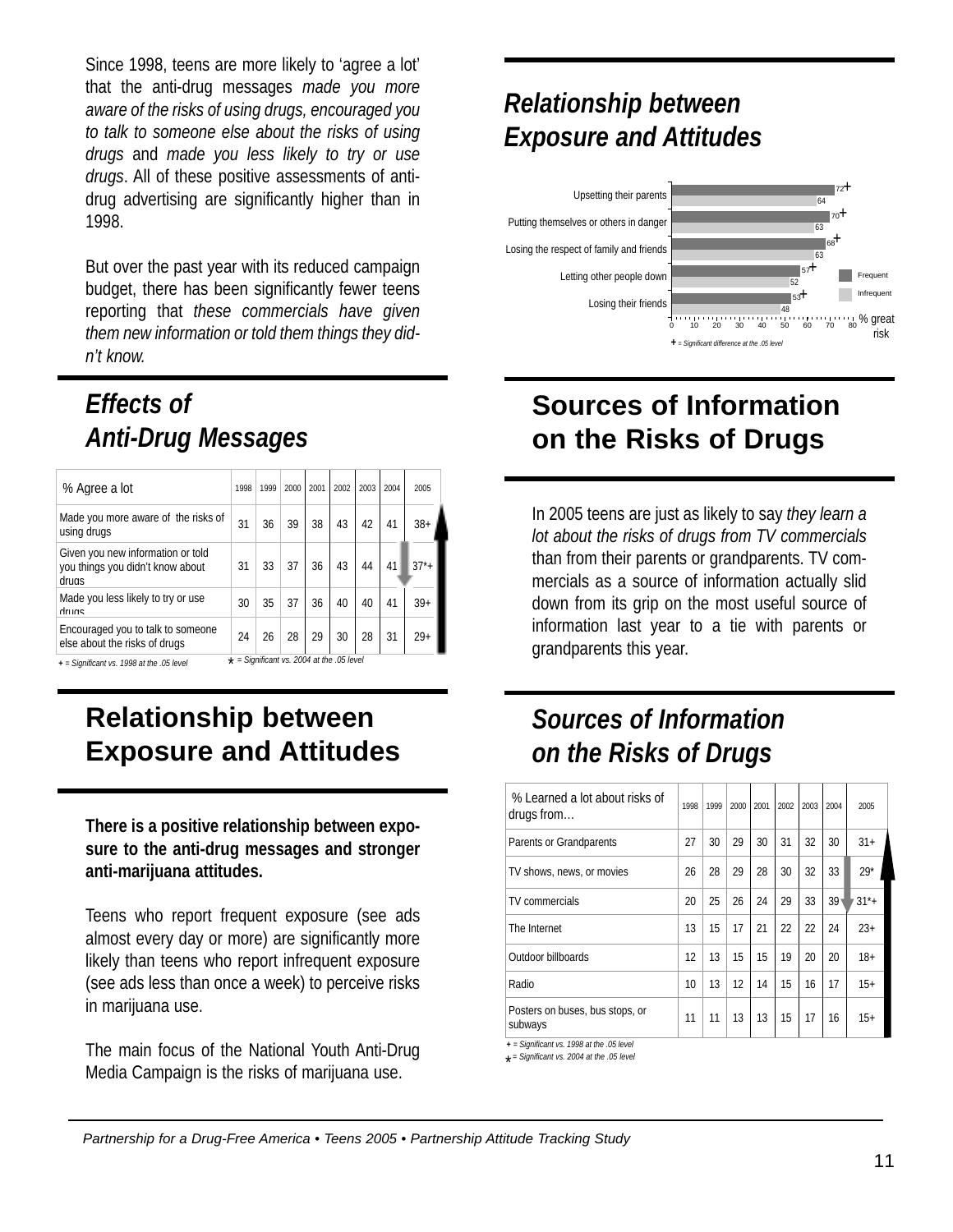Since 1998, teens are more likely to 'agree a lot' that the anti-drug messages *made you more aware of the risks of using drugs, encouraged you to talk to someone else about the risks of using drugs* and *made you less likely to try or use drugs*. All of these positive assessments of anti-drug advertising are significantly higher than in 1998.

But over the past year with its reduced campaign budget, there has been significantly fewer teens reporting that *these commercials have given them new information or told them things they didn't know.*

## *Effects of Anti-Drug Messages*

| % Agree a lot | 1998 | 1999 | 2000 | 2001 | 2002 | 2003 | 2004 | 2005 |
|---|---|---|---|---|---|---|---|---|
| Made you more aware of the risks of using drugs | 31 | 36 | 39 | 38 | 43 | 42 | 41 | 38+ |
| Given you new information or told you things you didn't know about drugs | 31 | 33 | 37 | 36 | 43 | 44 | 41 | 37*+ |
| Made you less likely to try or use drugs | 30 | 35 | 37 | 36 | 40 | 40 | 41 | 39+ |
| Encouraged you to talk to someone else about the risks of drugs | 24 | 26 | 28 | 29 | 30 | 28 | 31 | 29+ |

+ = Significant vs. 1998 at the .05 level

\* = Significant vs. 2004 at the .05 level

## Relationship between Exposure and Attitudes

**There is a positive relationship between exposure to the anti-drug messages and stronger anti-marijuana attitudes.**

Teens who report frequent exposure (see ads almost every day or more) are significantly more likely than teens who report infrequent exposure (see ads less than once a week) to perceive risks in marijuana use.

The main focus of the National Youth Anti-Drug Media Campaign is the risks of marijuana use.

## *Relationship between Exposure and Attitudes*

| % great risk | Frequent | Infrequent |
|---|---|---|
| Upsetting their parents | 72+ | 64 |
| Putting themselves or others in danger | 70+ | 63 |
| Losing the respect of family and friends | 68+ | 63 |
| Letting other people down | 57+ | 52 |
| Losing their friends | 53+ | 48 |

+ = Significant difference at the .05 level

## Sources of Information on the Risks of Drugs

In 2005 teens are just as likely to say *they learn a lot about the risks of drugs from TV commercials* than from their parents or grandparents. TV commercials as a source of information actually slid down from its grip on the most useful source of information last year to a tie with parents or grandparents this year.

## *Sources of Information on the Risks of Drugs*

| % Learned a lot about risks of drugs from… | 1998 | 1999 | 2000 | 2001 | 2002 | 2003 | 2004 | 2005 |
|---|---|---|---|---|---|---|---|---|
| Parents or Grandparents | 27 | 30 | 29 | 30 | 31 | 32 | 30 | 31+ |
| TV shows, news, or movies | 26 | 28 | 29 | 28 | 30 | 32 | 33 | 29* |
| TV commercials | 20 | 25 | 26 | 24 | 29 | 33 | 39 | 31*+ |
| The Internet | 13 | 15 | 17 | 21 | 22 | 22 | 24 | 23+ |
| Outdoor billboards | 12 | 13 | 15 | 15 | 19 | 20 | 20 | 18+ |
| Radio | 10 | 13 | 12 | 14 | 15 | 16 | 17 | 15+ |
| Posters on buses, bus stops, or subways | 11 | 11 | 13 | 13 | 15 | 17 | 16 | 15+ |

+ = Significant vs. 1998 at the .05 level

\* = Significant vs. 2004 at the .05 level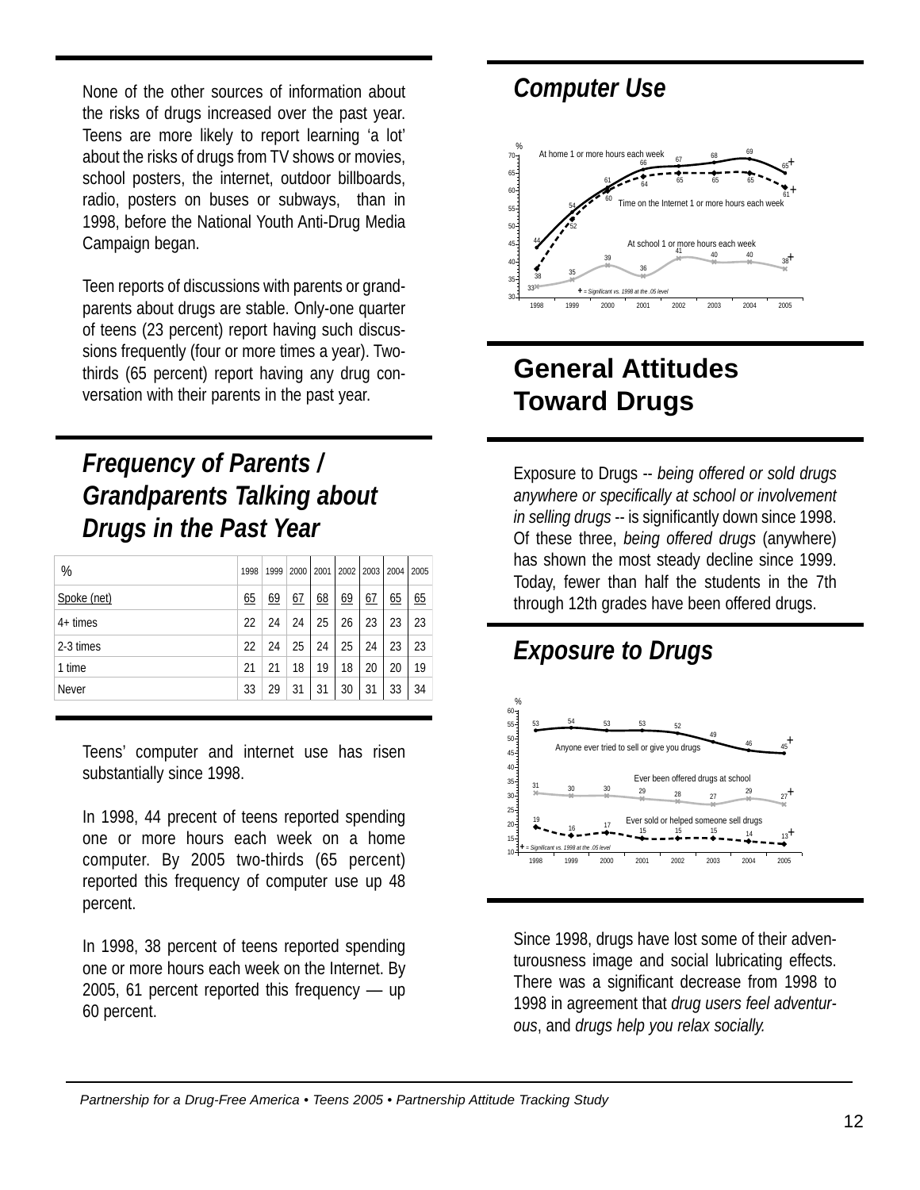None of the other sources of information about the risks of drugs increased over the past year. Teens are more likely to report learning 'a lot' about the risks of drugs from TV shows or movies, school posters, the internet, outdoor billboards, radio, posters on buses or subways, than in 1998, before the National Youth Anti-Drug Media Campaign began.

Teen reports of discussions with parents or grandparents about drugs are stable. Only-one quarter of teens (23 percent) report having such discussions frequently (four or more times a year). Two-thirds (65 percent) report having any drug conversation with their parents in the past year.

## *Frequency of Parents / Grandparents Talking about Drugs in the Past Year*

| % | 1998 | 1999 | 2000 | 2001 | 2002 | 2003 | 2004 | 2005 |
|---|---|---|---|---|---|---|---|---|
| Spoke (net) | 65 | 69 | 67 | 68 | 69 | 67 | 65 | 65 |
| 4+ times | 22 | 24 | 24 | 25 | 26 | 23 | 23 | 23 |
| 2-3 times | 22 | 24 | 25 | 24 | 25 | 24 | 23 | 23 |
| 1 time | 21 | 21 | 18 | 19 | 18 | 20 | 20 | 19 |
| Never | 33 | 29 | 31 | 31 | 30 | 31 | 33 | 34 |

Teens' computer and internet use has risen substantially since 1998.

In 1998, 44 precent of teens reported spending one or more hours each week on a home computer. By 2005 two-thirds (65 percent) reported this frequency of computer use up 48 percent.

In 1998, 38 percent of teens reported spending one or more hours each week on the Internet. By 2005, 61 percent reported this frequency — up 60 percent.

## *Computer Use*

| % | 1998 | 1999 | 2000 | 2001 | 2002 | 2003 | 2004 | 2005 |
|---|---|---|---|---|---|---|---|---|
| At home 1 or more hours each week | 44 | 54 | 61 | 66 | 67 | 68 | 69 | 65+ |
| Time on the Internet 1 or more hours each week | 38 | 52 | 60 | 64 | 65 | 65 | 65 | 61+ |
| At school 1 or more hours each week | 33 | 35 | 39 | 36 | 41 | 40 | 40 | 38+ |

+ = Significant vs. 1998 at the .05 level

## General Attitudes Toward Drugs

Exposure to Drugs -- *being offered or sold drugs anywhere or specifically at school or involvement in selling drugs* -- is significantly down since 1998. Of these three, *being offered drugs* (anywhere) has shown the most steady decline since 1999. Today, fewer than half the students in the 7th through 12th grades have been offered drugs.

## *Exposure to Drugs*

| % | 1998 | 1999 | 2000 | 2001 | 2002 | 2003 | 2004 | 2005 |
|---|---|---|---|---|---|---|---|---|
| Anyone ever tried to sell or give you drugs | 53 | 54 | 53 | 53 | 52 | 49 | 46 | 45+ |
| Ever been offered drugs at school | 31 | 30 | 30 | 29 | 28 | 27 | 29 | 27+ |
| Ever sold or helped someone sell drugs | 19 | 16 | 17 | 15 | 15 | 15 | 14 | 13+ |

+ = Significant vs. 1998 at the .05 level

Since 1998, drugs have lost some of their adventurousness image and social lubricating effects. There was a significant decrease from 1998 to 1998 in agreement that *drug users feel adventurous*, and *drugs help you relax socially.*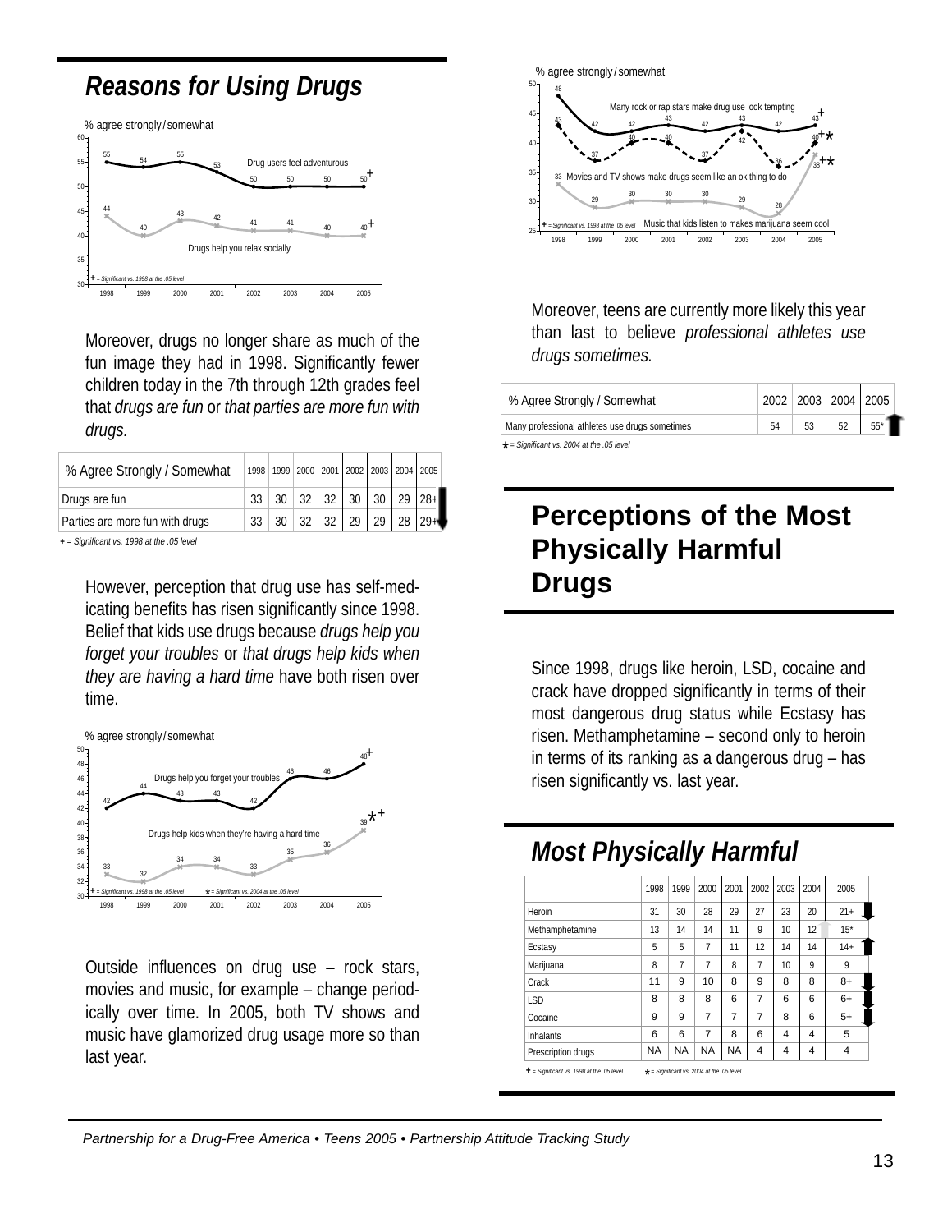## Reasons for Using Drugs

% agree strongly / somewhat

| | 1998 | 1999 | 2000 | 2001 | 2002 | 2003 | 2004 | 2005 |
|---|---|---|---|---|---|---|---|---|
| Drug users feel adventurous | 55 | 54 | 55 | 53 | 50 | 50 | 50 | 50+ |
| Drugs help you relax socially | 44 | 40 | 43 | 42 | 41 | 41 | 40 | 40+ |

+ = Significant vs. 1998 at the .05 level

Moreover, drugs no longer share as much of the fun image they had in 1998. Significantly fewer children today in the 7th through 12th grades feel that *drugs are fun* or *that parties are more fun with drugs.*

| % Agree Strongly / Somewhat | 1998 | 1999 | 2000 | 2001 | 2002 | 2003 | 2004 | 2005 |
|---|---|---|---|---|---|---|---|---|
| Drugs are fun | 33 | 30 | 32 | 32 | 30 | 30 | 29 | 28+ |
| Parties are more fun with drugs | 33 | 30 | 32 | 32 | 29 | 29 | 28 | 29+ |

+ = Significant vs. 1998 at the .05 level

However, perception that drug use has self-medicating benefits has risen significantly since 1998. Belief that kids use drugs because *drugs help you forget your troubles* or *that drugs help kids when they are having a hard time* have both risen over time.

% agree strongly / somewhat

| | 1998 | 1999 | 2000 | 2001 | 2002 | 2003 | 2004 | 2005 |
|---|---|---|---|---|---|---|---|---|
| Drugs help you forget your troubles | 42 | 44 | 43 | 43 | 42 | 46 | 46 | 48+ |
| Drugs help kids when they're having a hard time | 33 | 32 | 34 | 34 | 33 | 35 | 36 | 39*+ |

+ = Significant vs. 1998 at the .05 level   * = Significant vs. 2004 at the .05 level

Outside influences on drug use – rock stars, movies and music, for example – change periodically over time. In 2005, both TV shows and music have glamorized drug usage more so than last year.

% agree strongly / somewhat

| | 1998 | 1999 | 2000 | 2001 | 2002 | 2003 | 2004 | 2005 |
|---|---|---|---|---|---|---|---|---|
| Many rock or rap stars make drug use look tempting | 48 | 42 | 42 | 43 | 42 | 43 | 42 | 43+ |
| Movies and TV shows make drugs seem like an ok thing to do | 43 | 37 | 40 | 40 | 37 | 42 | 36 | 40+* |
| Music that kids listen to makes marijuana seem cool | 33 | 29 | 30 | 30 | 30 | 29 | 28 | 38+* |

+ = Significant vs. 1998 at the .05 level

Moreover, teens are currently more likely this year than last to believe *professional athletes use drugs sometimes.*

| % Agree Strongly / Somewhat | 2002 | 2003 | 2004 | 2005 |
|---|---|---|---|---|
| Many professional athletes use drugs sometimes | 54 | 53 | 52 | 55* |

* = Significant vs. 2004 at the .05 level

## Perceptions of the Most Physically Harmful Drugs

Since 1998, drugs like heroin, LSD, cocaine and crack have dropped significantly in terms of their most dangerous drug status while Ecstasy has risen. Methamphetamine – second only to heroin in terms of its ranking as a dangerous drug – has risen significantly vs. last year.

## Most Physically Harmful

| | 1998 | 1999 | 2000 | 2001 | 2002 | 2003 | 2004 | 2005 |
|---|---|---|---|---|---|---|---|---|
| Heroin | 31 | 30 | 28 | 29 | 27 | 23 | 20 | 21+ |
| Methamphetamine | 13 | 14 | 14 | 11 | 9 | 10 | 12 | 15* |
| Ecstasy | 5 | 5 | 7 | 11 | 12 | 14 | 14 | 14+ |
| Marijuana | 8 | 7 | 7 | 8 | 7 | 10 | 9 | 9 |
| Crack | 11 | 9 | 10 | 8 | 9 | 8 | 8 | 8+ |
| LSD | 8 | 8 | 8 | 6 | 7 | 6 | 6 | 6+ |
| Cocaine | 9 | 9 | 7 | 7 | 7 | 8 | 6 | 5+ |
| Inhalants | 6 | 6 | 7 | 8 | 6 | 4 | 4 | 5 |
| Prescription drugs | NA | NA | NA | NA | 4 | 4 | 4 | 4 |

+ = Significant vs. 1998 at the .05 level   * = Significant vs. 2004 at the .05 level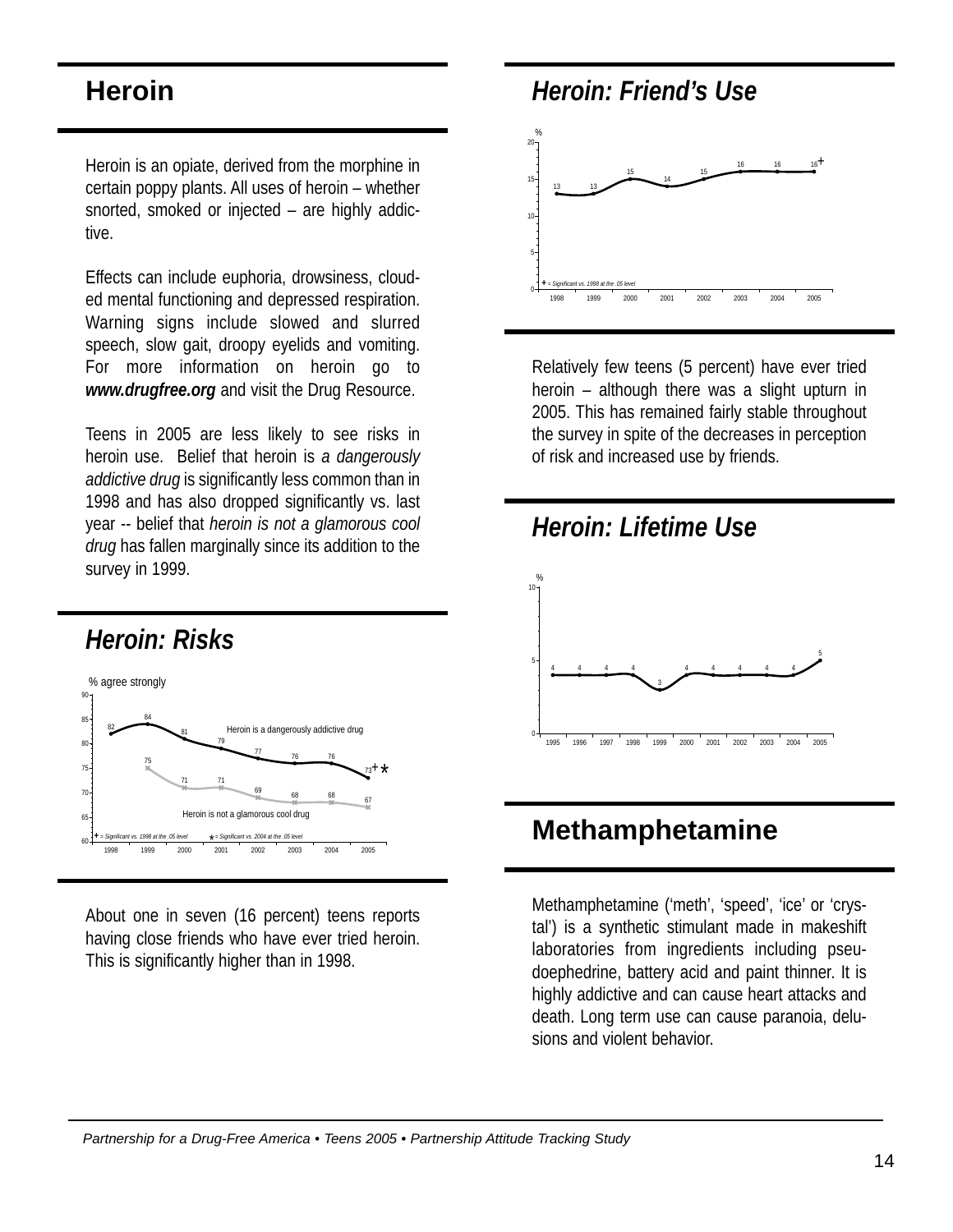# Heroin

Heroin is an opiate, derived from the morphine in certain poppy plants. All uses of heroin – whether snorted, smoked or injected – are highly addictive.

Effects can include euphoria, drowsiness, clouded mental functioning and depressed respiration. Warning signs include slowed and slurred speech, slow gait, droopy eyelids and vomiting. For more information on heroin go to ***www.drugfree.org*** and visit the Drug Resource.

Teens in 2005 are less likely to see risks in heroin use. Belief that heroin is *a dangerously addictive drug* is significantly less common than in 1998 and has also dropped significantly vs. last year -- belief that *heroin is not a glamorous cool drug* has fallen marginally since its addition to the survey in 1999.

## *Heroin: Risks*

% agree strongly

| | 1998 | 1999 | 2000 | 2001 | 2002 | 2003 | 2004 | 2005 |
|---|---|---|---|---|---|---|---|---|
| Heroin is a dangerously addictive drug | 82 | 84 | 81 | 79 | 77 | 76 | 76 | 73+* |
| Heroin is not a glamorous cool drug | | 75 | 71 | 71 | 69 | 68 | 68 | 67 |

+ = Significant vs. 1998 at the .05 level  * = Significant vs. 2004 at the .05 level

About one in seven (16 percent) teens reports having close friends who have ever tried heroin. This is significantly higher than in 1998.

## *Heroin: Friend's Use*

| | 1998 | 1999 | 2000 | 2001 | 2002 | 2003 | 2004 | 2005 |
|---|---|---|---|---|---|---|---|---|
| % | 13 | 13 | 15 | 14 | 15 | 16 | 16 | 16+ |

+ = Significant vs. 1998 at the .05 level

Relatively few teens (5 percent) have ever tried heroin – although there was a slight upturn in 2005. This has remained fairly stable throughout the survey in spite of the decreases in perception of risk and increased use by friends.

## *Heroin: Lifetime Use*

| | 1995 | 1996 | 1997 | 1998 | 1999 | 2000 | 2001 | 2002 | 2003 | 2004 | 2005 |
|---|---|---|---|---|---|---|---|---|---|---|---|
| % | 4 | 4 | 4 | 4 | 3 | 4 | 4 | 4 | 4 | 4 | 5 |

# Methamphetamine

Methamphetamine ('meth', 'speed', 'ice' or 'crystal') is a synthetic stimulant made in makeshift laboratories from ingredients including pseudoephedrine, battery acid and paint thinner. It is highly addictive and can cause heart attacks and death. Long term use can cause paranoia, delusions and violent behavior.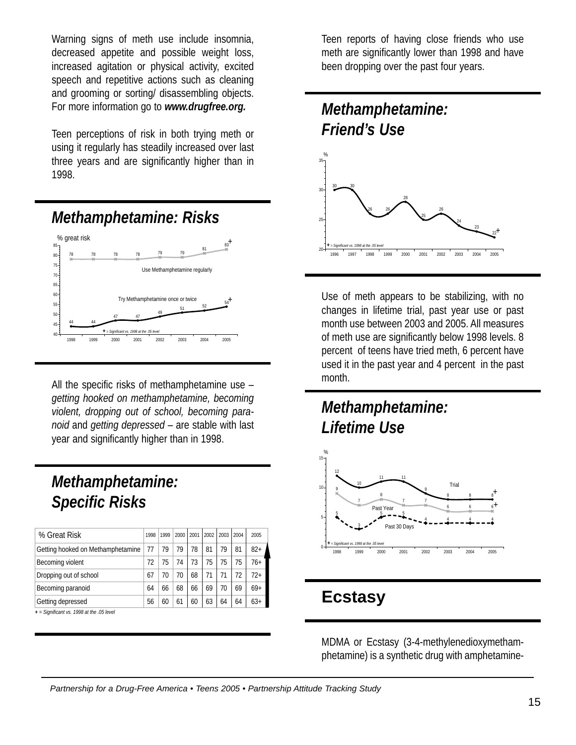Warning signs of meth use include insomnia, decreased appetite and possible weight loss, increased agitation or physical activity, excited speech and repetitive actions such as cleaning and grooming or sorting/ disassembling objects. For more information go to ***www.drugfree.org.***

Teen perceptions of risk in both trying meth or using it regularly has steadily increased over last three years and are significantly higher than in 1998.

## *Methamphetamine: Risks*

% great risk

| | 1998 | 1999 | 2000 | 2001 | 2002 | 2003 | 2004 | 2005 |
|---|---|---|---|---|---|---|---|---|
| Use Methamphetamine regularly | 78 | 78 | 78 | 78 | 79 | 79 | 81 | 83+ |
| Try Methamphetamine once or twice | 44 | 44 | 47 | 47 | 49 | 51 | 52 | 54+ |

+ = Significant vs. 1998 at the .05 level

All the specific risks of methamphetamine use – *getting hooked on methamphetamine, becoming violent, dropping out of school, becoming paranoid* and *getting depressed* – are stable with last year and significantly higher than in 1998.

## *Methamphetamine: Specific Risks*

| % Great Risk | 1998 | 1999 | 2000 | 2001 | 2002 | 2003 | 2004 | 2005 |
|---|---|---|---|---|---|---|---|---|
| Getting hooked on Methamphetamine | 77 | 79 | 79 | 78 | 81 | 79 | 81 | 82+ |
| Becoming violent | 72 | 75 | 74 | 73 | 75 | 75 | 75 | 76+ |
| Dropping out of school | 67 | 70 | 70 | 68 | 71 | 71 | 72 | 72+ |
| Becoming paranoid | 64 | 66 | 68 | 66 | 69 | 70 | 69 | 69+ |
| Getting depressed | 56 | 60 | 61 | 60 | 63 | 64 | 64 | 63+ |

*+ = Significant vs. 1998 at the .05 level*

Teen reports of having close friends who use meth are significantly lower than 1998 and have been dropping over the past four years.

## *Methamphetamine: Friend's Use*

| % | 1996 | 1997 | 1998 | 1999 | 2000 | 2001 | 2002 | 2003 | 2004 | 2005 |
|---|---|---|---|---|---|---|---|---|---|---|
| Friend's Use | 30 | 30 | 26 | 26 | 28 | 25 | 26 | 24 | 23 | 22+ |

+ = Significant vs. 1998 at the .05 level

Use of meth appears to be stabilizing, with no changes in lifetime trial, past year use or past month use between 2003 and 2005. All measures of meth use are significantly below 1998 levels. 8 percent of teens have tried meth, 6 percent have used it in the past year and 4 percent in the past month.

## *Methamphetamine: Lifetime Use*

| % | 1998 | 1999 | 2000 | 2001 | 2002 | 2003 | 2004 | 2005 |
|---|---|---|---|---|---|---|---|---|
| Trial | 12 | 10 | 11 | 11 | 9 | 8 | 8 | 8+ |
| Past Year | 9 | 7 | 8 | 7 | 7 | 6 | 6 | 6+ |
| Past 30 Days | 5 | 3 | 5 | 5 | 4 | 4 | 4 | 4 |

+ = Significant vs. 1998 at the .05 level

## Ecstasy

MDMA or Ecstasy (3-4-methylenedioxymethamphetamine) is a synthetic drug with amphetamine-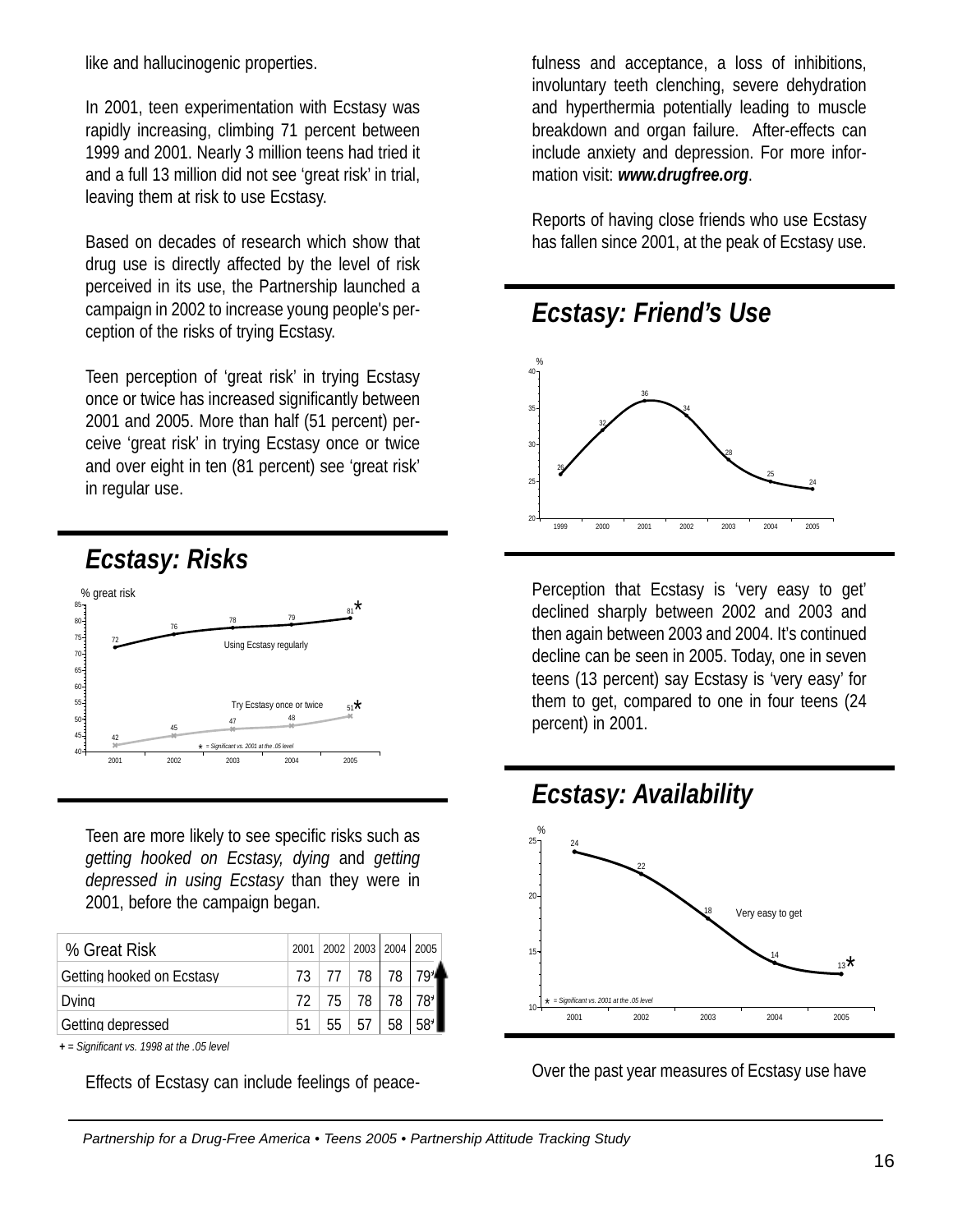like and hallucinogenic properties.

In 2001, teen experimentation with Ecstasy was rapidly increasing, climbing 71 percent between 1999 and 2001. Nearly 3 million teens had tried it and a full 13 million did not see 'great risk' in trial, leaving them at risk to use Ecstasy.

Based on decades of research which show that drug use is directly affected by the level of risk perceived in its use, the Partnership launched a campaign in 2002 to increase young people's perception of the risks of trying Ecstasy.

Teen perception of 'great risk' in trying Ecstasy once or twice has increased significantly between 2001 and 2005. More than half (51 percent) perceive 'great risk' in trying Ecstasy once or twice and over eight in ten (81 percent) see 'great risk' in regular use.

## Ecstasy: Risks

% great risk

| | 2001 | 2002 | 2003 | 2004 | 2005 |
|---|---|---|---|---|---|
| Using Ecstasy regularly | 72 | 76 | 78 | 79 | 81* |
| Try Ecstasy once or twice | 42 | 45 | 47 | 48 | 51* |

* = Significant vs. 2001 at the .05 level

Teen are more likely to see specific risks such as *getting hooked on Ecstasy, dying* and *getting depressed in using Ecstasy* than they were in 2001, before the campaign began.

| % Great Risk | 2001 | 2002 | 2003 | 2004 | 2005 |
|---|---|---|---|---|---|
| Getting hooked on Ecstasy | 73 | 77 | 78 | 78 | 79+ |
| Dying | 72 | 75 | 78 | 78 | 78+ |
| Getting depressed | 51 | 55 | 57 | 58 | 58+ |

+ = Significant vs. 1998 at the .05 level

Effects of Ecstasy can include feelings of peacefulness and acceptance, a loss of inhibitions, involuntary teeth clenching, severe dehydration and hyperthermia potentially leading to muscle breakdown and organ failure. After-effects can include anxiety and depression. For more information visit: ***www.drugfree.org***.

Reports of having close friends who use Ecstasy has fallen since 2001, at the peak of Ecstasy use.

## Ecstasy: Friend's Use

| % | 1999 | 2000 | 2001 | 2002 | 2003 | 2004 | 2005 |
|---|---|---|---|---|---|---|---|
| Friend's use | 26 | 32 | 36 | 34 | 28 | 25 | 24 |

Perception that Ecstasy is 'very easy to get' declined sharply between 2002 and 2003 and then again between 2003 and 2004. It's continued decline can be seen in 2005. Today, one in seven teens (13 percent) say Ecstasy is 'very easy' for them to get, compared to one in four teens (24 percent) in 2001.

## Ecstasy: Availability

| % | 2001 | 2002 | 2003 | 2004 | 2005 |
|---|---|---|---|---|---|
| Very easy to get | 24 | 22 | 18 | 14 | 13* |

* = Significant vs. 2001 at the .05 level

Over the past year measures of Ecstasy use have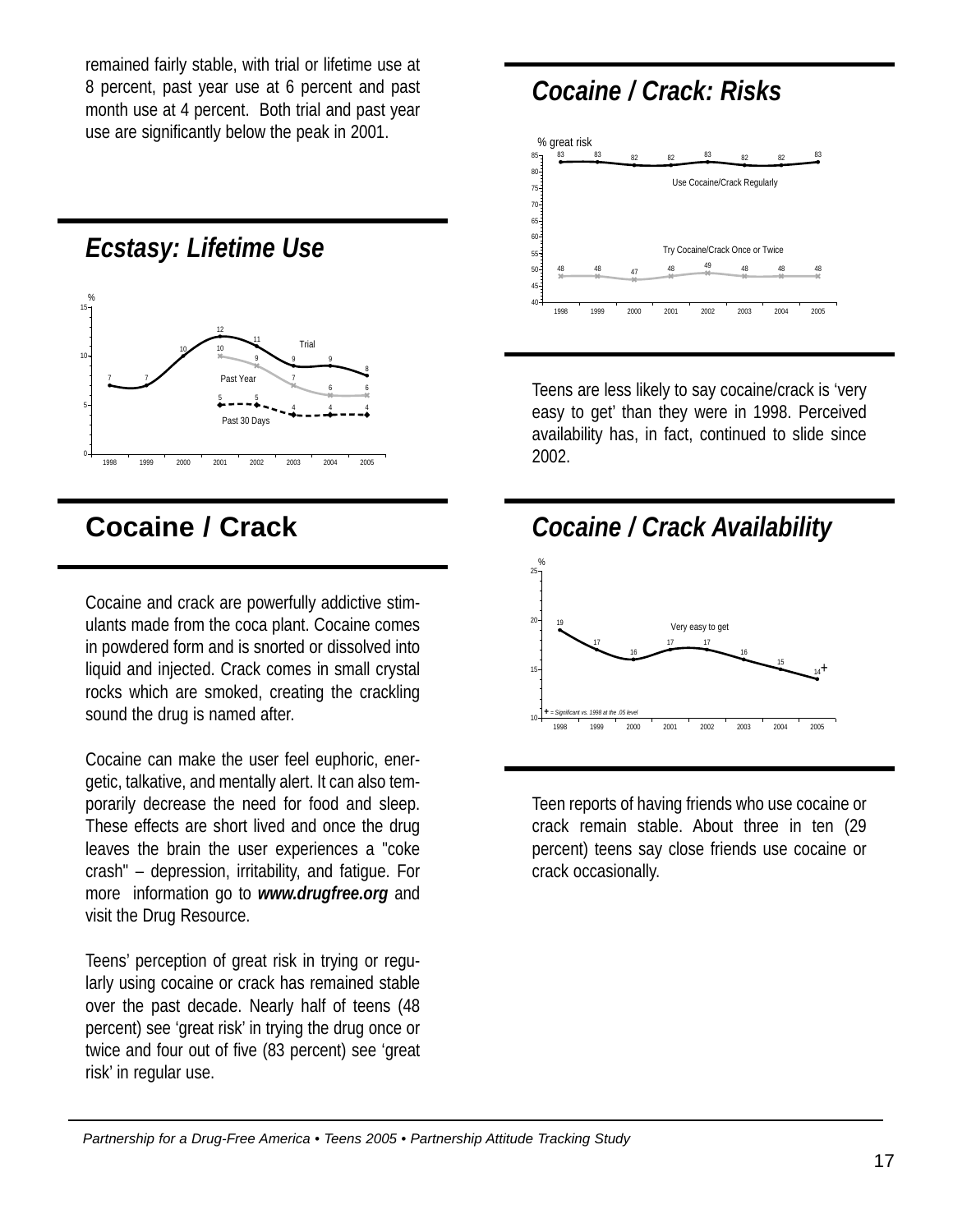remained fairly stable, with trial or lifetime use at 8 percent, past year use at 6 percent and past month use at 4 percent. Both trial and past year use are significantly below the peak in 2001.

## *Ecstasy: Lifetime Use*

| % | 1998 | 1999 | 2000 | 2001 | 2002 | 2003 | 2004 | 2005 |
|---|---|---|---|---|---|---|---|---|
| Trial | 7 | 7 | 10 | 12 | 11 | 9 | 9 | 8 |
| Past Year | | | | 10 | 9 | 7 | 6 | 6 |
| Past 30 Days | | | | 5 | 5 | 4 | 4 | 4 |

# Cocaine / Crack

Cocaine and crack are powerfully addictive stimulants made from the coca plant. Cocaine comes in powdered form and is snorted or dissolved into liquid and injected. Crack comes in small crystal rocks which are smoked, creating the crackling sound the drug is named after.

Cocaine can make the user feel euphoric, energetic, talkative, and mentally alert. It can also temporarily decrease the need for food and sleep. These effects are short lived and once the drug leaves the brain the user experiences a "coke crash" – depression, irritability, and fatigue. For more information go to ***www.drugfree.org*** and visit the Drug Resource.

Teens' perception of great risk in trying or regularly using cocaine or crack has remained stable over the past decade. Nearly half of teens (48 percent) see 'great risk' in trying the drug once or twice and four out of five (83 percent) see 'great risk' in regular use.

## *Cocaine / Crack: Risks*

| % great risk | 1998 | 1999 | 2000 | 2001 | 2002 | 2003 | 2004 | 2005 |
|---|---|---|---|---|---|---|---|---|
| Use Cocaine/Crack Regularly | 83 | 83 | 82 | 82 | 83 | 82 | 82 | 83 |
| Try Cocaine/Crack Once or Twice | 48 | 48 | 47 | 48 | 49 | 48 | 48 | 48 |

Teens are less likely to say cocaine/crack is 'very easy to get' than they were in 1998. Perceived availability has, in fact, continued to slide since 2002.

## *Cocaine / Crack Availability*

| % | 1998 | 1999 | 2000 | 2001 | 2002 | 2003 | 2004 | 2005 |
|---|---|---|---|---|---|---|---|---|
| Very easy to get | 19 | 17 | 16 | 17 | 17 | 16 | 15 | 14+ |

*+ = Significant vs. 1998 at the .05 level*

Teen reports of having friends who use cocaine or crack remain stable. About three in ten (29 percent) teens say close friends use cocaine or crack occasionally.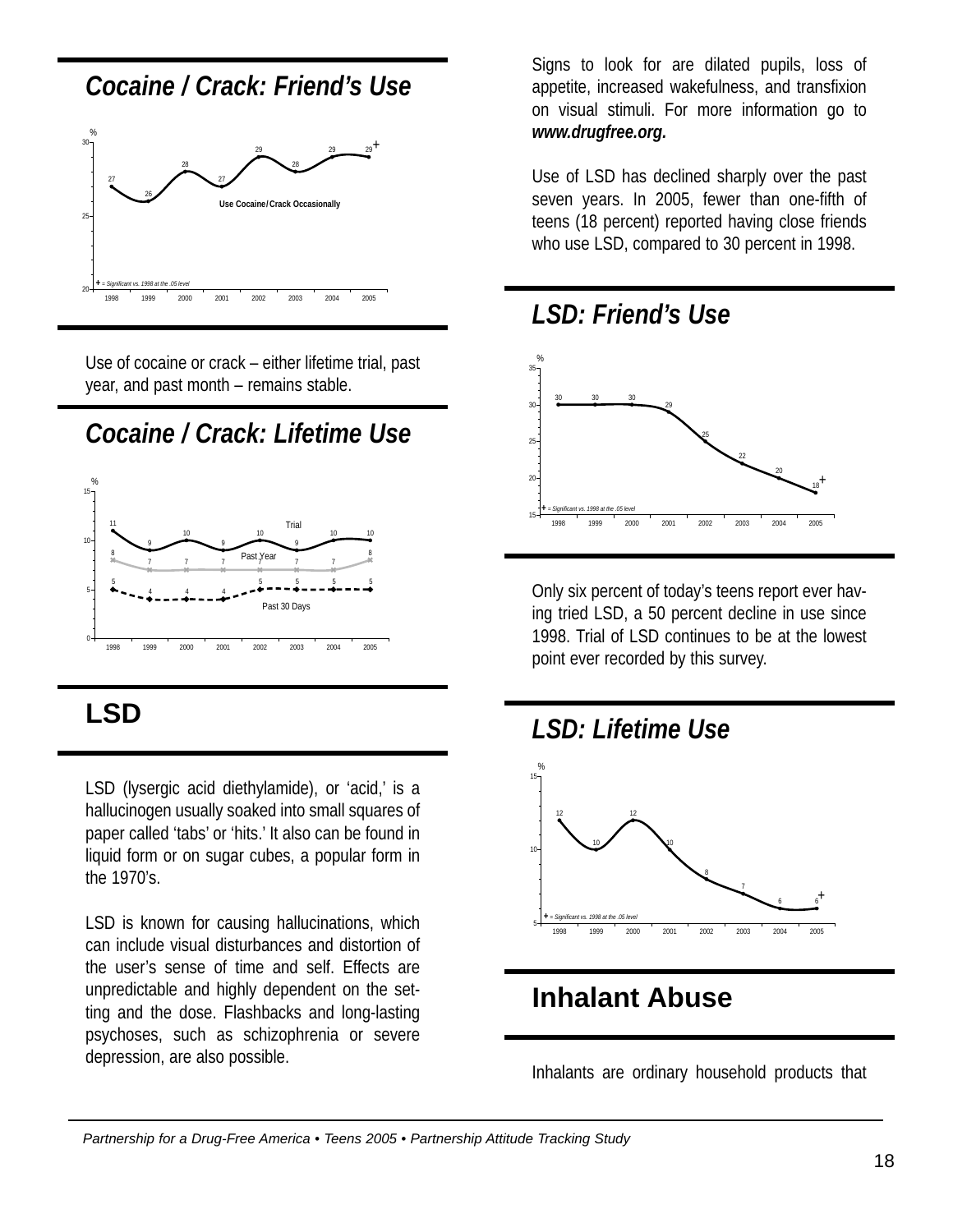## Cocaine / Crack: Friend's Use

| | 1998 | 1999 | 2000 | 2001 | 2002 | 2003 | 2004 | 2005 |
|---|---|---|---|---|---|---|---|---|
| Use Cocaine/Crack Occasionally (%) | 27 | 26 | 28 | 27 | 29 | 28 | 29 | 29+ |

+ = Significant vs. 1998 at the .05 level

Use of cocaine or crack – either lifetime trial, past year, and past month – remains stable.

## Cocaine / Crack: Lifetime Use

| % | 1998 | 1999 | 2000 | 2001 | 2002 | 2003 | 2004 | 2005 |
|---|---|---|---|---|---|---|---|---|
| Trial | 11 | 9 | 10 | 9 | 10 | 9 | 10 | 10 |
| Past Year | 8 | 7 | 7 | 7 | 7 | 7 | 7 | 8 |
| Past 30 Days | 5 | 4 | 4 | 4 | 5 | 5 | 5 | 5 |

## LSD

LSD (lysergic acid diethylamide), or 'acid,' is a hallucinogen usually soaked into small squares of paper called 'tabs' or 'hits.' It also can be found in liquid form or on sugar cubes, a popular form in the 1970's.

LSD is known for causing hallucinations, which can include visual disturbances and distortion of the user's sense of time and self. Effects are unpredictable and highly dependent on the setting and the dose. Flashbacks and long-lasting psychoses, such as schizophrenia or severe depression, are also possible.

Signs to look for are dilated pupils, loss of appetite, increased wakefulness, and transfixion on visual stimuli. For more information go to ***www.drugfree.org.***

Use of LSD has declined sharply over the past seven years. In 2005, fewer than one-fifth of teens (18 percent) reported having close friends who use LSD, compared to 30 percent in 1998.

## LSD: Friend's Use

| | 1998 | 1999 | 2000 | 2001 | 2002 | 2003 | 2004 | 2005 |
|---|---|---|---|---|---|---|---|---|
| % | 30 | 30 | 30 | 29 | 25 | 22 | 20 | 18+ |

+ = Significant vs. 1998 at the .05 level

Only six percent of today's teens report ever having tried LSD, a 50 percent decline in use since 1998. Trial of LSD continues to be at the lowest point ever recorded by this survey.

## LSD: Lifetime Use

| | 1998 | 1999 | 2000 | 2001 | 2002 | 2003 | 2004 | 2005 |
|---|---|---|---|---|---|---|---|---|
| % | 12 | 10 | 12 | 10 | 8 | 7 | 6 | 6+ |

+ = Significant vs. 1998 at the .05 level

## Inhalant Abuse

Inhalants are ordinary household products that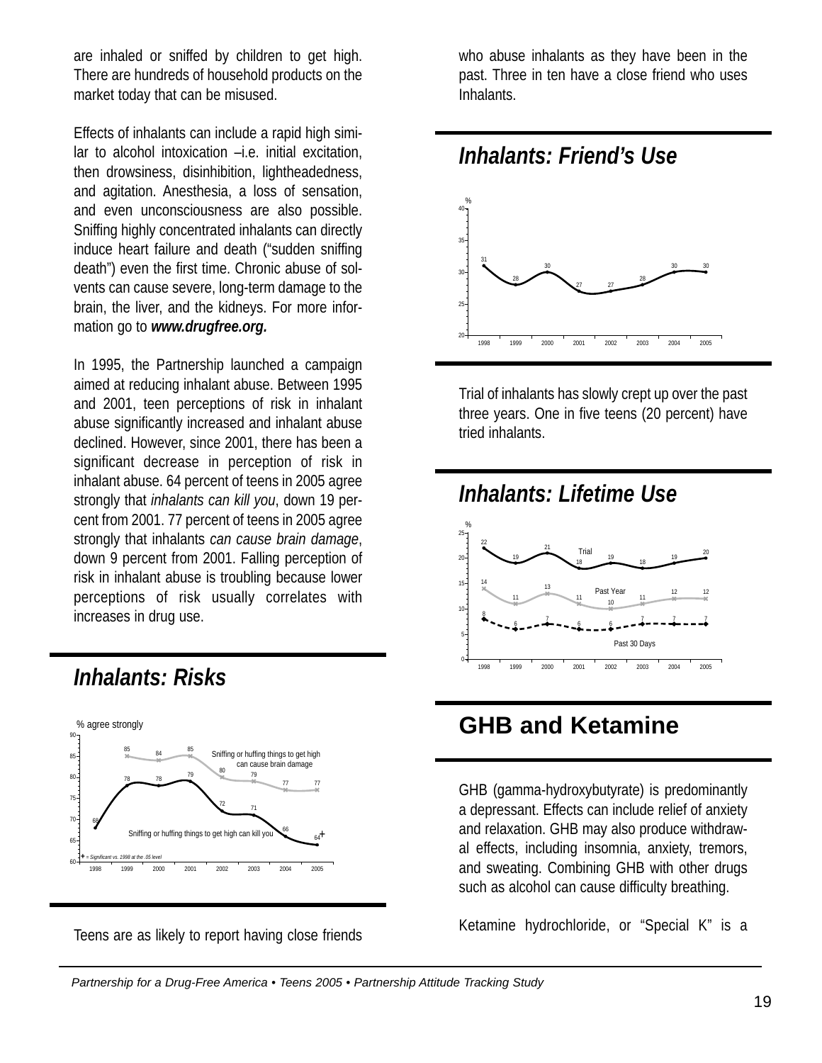are inhaled or sniffed by children to get high. There are hundreds of household products on the market today that can be misused.

Effects of inhalants can include a rapid high similar to alcohol intoxication –i.e. initial excitation, then drowsiness, disinhibition, lightheadedness, and agitation. Anesthesia, a loss of sensation, and even unconsciousness are also possible. Sniffing highly concentrated inhalants can directly induce heart failure and death ("sudden sniffing death") even the first time. Chronic abuse of solvents can cause severe, long-term damage to the brain, the liver, and the kidneys. For more information go to ***www.drugfree.org.***

In 1995, the Partnership launched a campaign aimed at reducing inhalant abuse. Between 1995 and 2001, teen perceptions of risk in inhalant abuse significantly increased and inhalant abuse declined. However, since 2001, there has been a significant decrease in perception of risk in inhalant abuse. 64 percent of teens in 2005 agree strongly that *inhalants can kill you*, down 19 percent from 2001. 77 percent of teens in 2005 agree strongly that inhalants *can cause brain damage*, down 9 percent from 2001. Falling perception of risk in inhalant abuse is troubling because lower perceptions of risk usually correlates with increases in drug use.

## Inhalants: Risks

% agree strongly

| | 1998 | 1999 | 2000 | 2001 | 2002 | 2003 | 2004 | 2005 |
|---|---|---|---|---|---|---|---|---|
| Sniffing or huffing things to get high can cause brain damage | | 85 | 84 | 85 | 80 | 79 | 77 | 77 |
| Sniffing or huffing things to get high can kill you | 68 | 78 | 78 | 79 | 72 | 71 | 66 | 64+ |

+ = Significant vs. 1998 at the .05 level

Teens are as likely to report having close friends who abuse inhalants as they have been in the past. Three in ten have a close friend who uses Inhalants.

## Inhalants: Friend's Use

| | 1998 | 1999 | 2000 | 2001 | 2002 | 2003 | 2004 | 2005 |
|---|---|---|---|---|---|---|---|---|
| % | 31 | 28 | 30 | 27 | 27 | 28 | 30 | 30 |

Trial of inhalants has slowly crept up over the past three years. One in five teens (20 percent) have tried inhalants.

## Inhalants: Lifetime Use

| % | 1998 | 1999 | 2000 | 2001 | 2002 | 2003 | 2004 | 2005 |
|---|---|---|---|---|---|---|---|---|
| Trial | 22 | 19 | 21 | 18 | 19 | 18 | 19 | 20 |
| Past Year | 14 | 11 | 13 | 11 | 10 | 11 | 12 | 12 |
| Past 30 Days | 8 | 6 | 7 | 6 | 6 | 7 | 7 | 7 |

## GHB and Ketamine

GHB (gamma-hydroxybutyrate) is predominantly a depressant. Effects can include relief of anxiety and relaxation. GHB may also produce withdrawal effects, including insomnia, anxiety, tremors, and sweating. Combining GHB with other drugs such as alcohol can cause difficulty breathing.

Ketamine hydrochloride, or "Special K" is a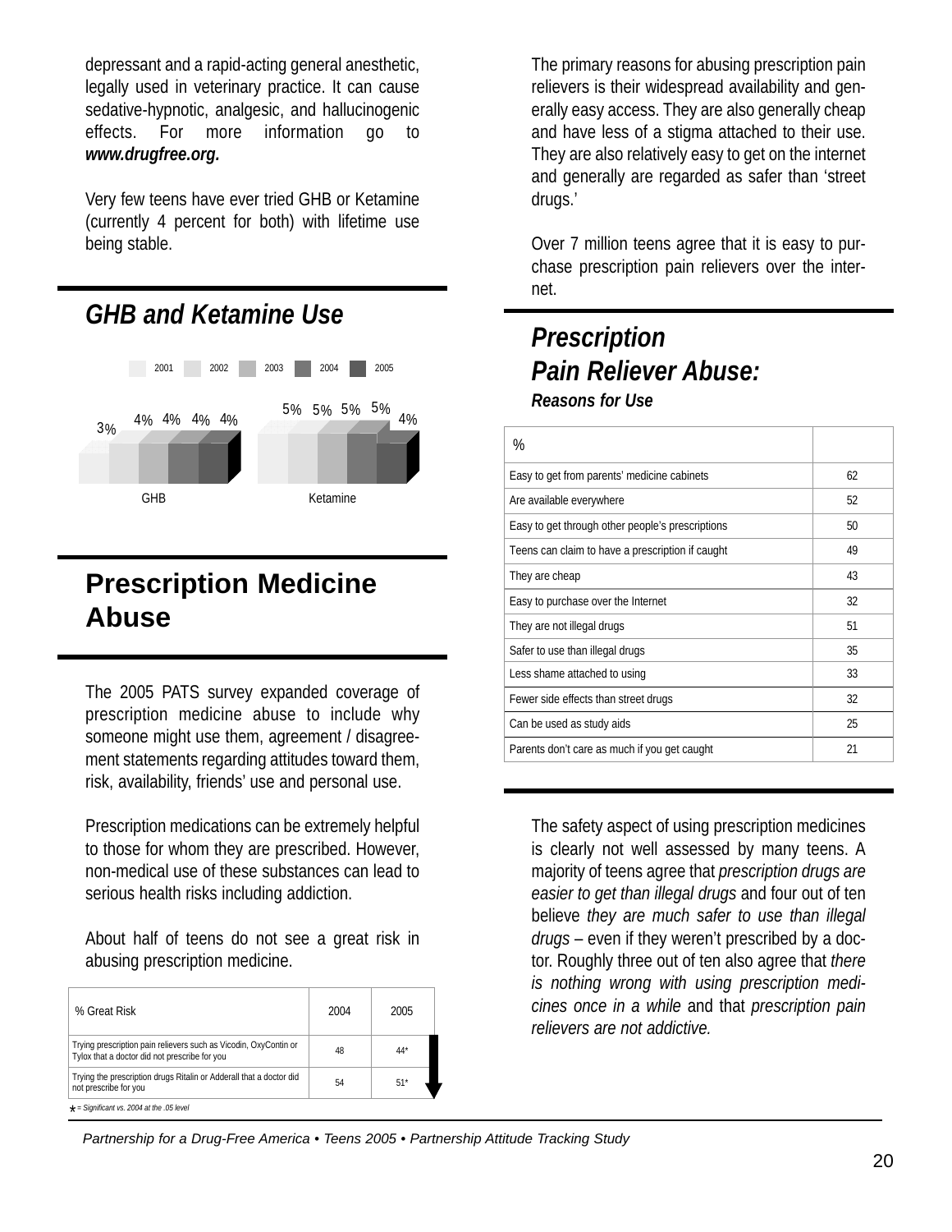depressant and a rapid-acting general anesthetic, legally used in veterinary practice. It can cause sedative-hypnotic, analgesic, and hallucinogenic effects. For more information go to ***www.drugfree.org.***

Very few teens have ever tried GHB or Ketamine (currently 4 percent for both) with lifetime use being stable.

## *GHB and Ketamine Use*

| | 2001 | 2002 | 2003 | 2004 | 2005 |
|---|---|---|---|---|---|
| GHB | 3% | 4% | 4% | 4% | 4% |
| Ketamine | 5% | 5% | 5% | 5% | 4% |

# Prescription Medicine Abuse

The 2005 PATS survey expanded coverage of prescription medicine abuse to include why someone might use them, agreement / disagreement statements regarding attitudes toward them, risk, availability, friends' use and personal use.

Prescription medications can be extremely helpful to those for whom they are prescribed. However, non-medical use of these substances can lead to serious health risks including addiction.

About half of teens do not see a great risk in abusing prescription medicine.

| % Great Risk | 2004 | 2005 |
|---|---|---|
| Trying prescription pain relievers such as Vicodin, OxyContin or Tylox that a doctor did not prescribe for you | 48 | 44* |
| Trying the prescription drugs Ritalin or Adderall that a doctor did not prescribe for you | 54 | 51* |

* = Significant vs. 2004 at the .05 level

The primary reasons for abusing prescription pain relievers is their widespread availability and generally easy access. They are also generally cheap and have less of a stigma attached to their use. They are also relatively easy to get on the internet and generally are regarded as safer than 'street drugs.'

Over 7 million teens agree that it is easy to purchase prescription pain relievers over the internet.

## *Prescription Pain Reliever Abuse:*

***Reasons for Use***

| % | |
|---|---|
| Easy to get from parents' medicine cabinets | 62 |
| Are available everywhere | 52 |
| Easy to get through other people's prescriptions | 50 |
| Teens can claim to have a prescription if caught | 49 |
| They are cheap | 43 |
| Easy to purchase over the Internet | 32 |
| They are not illegal drugs | 51 |
| Safer to use than illegal drugs | 35 |
| Less shame attached to using | 33 |
| Fewer side effects than street drugs | 32 |
| Can be used as study aids | 25 |
| Parents don't care as much if you get caught | 21 |

The safety aspect of using prescription medicines is clearly not well assessed by many teens. A majority of teens agree that *prescription drugs are easier to get than illegal drugs* and four out of ten believe *they are much safer to use than illegal drugs* – even if they weren't prescribed by a doctor. Roughly three out of ten also agree that *there is nothing wrong with using prescription medicines once in a while* and that *prescription pain relievers are not addictive.*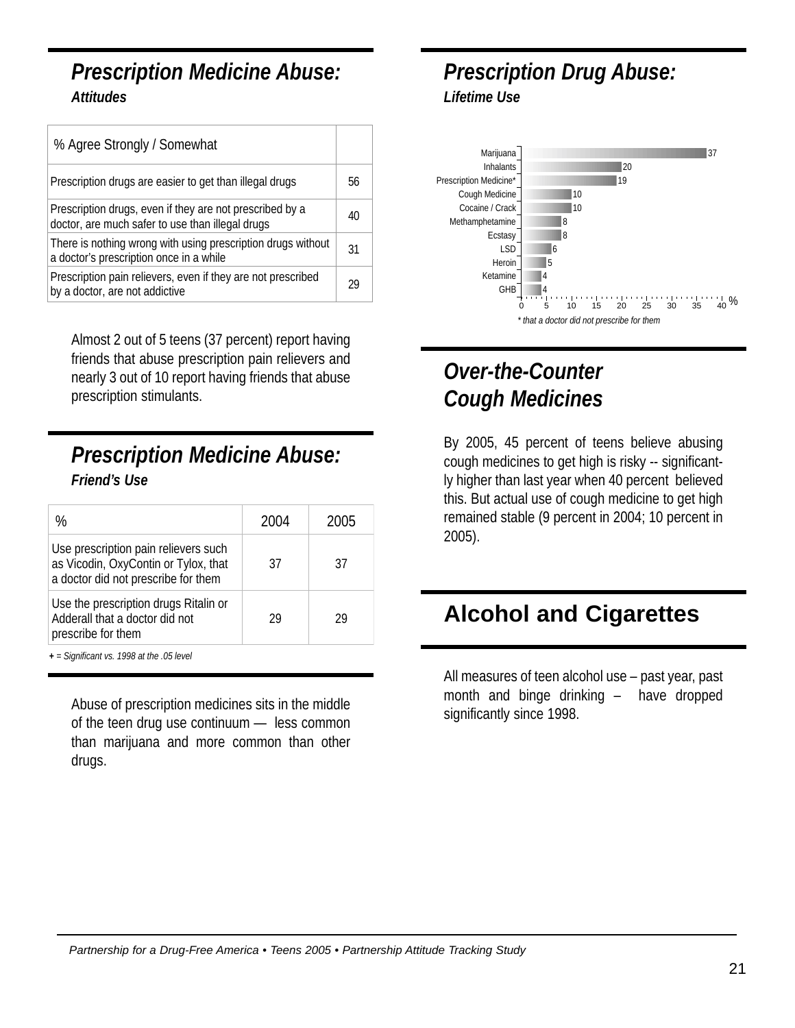## Prescription Medicine Abuse:

### *Attitudes*

| % Agree Strongly / Somewhat | |
|---|---|
| Prescription drugs are easier to get than illegal drugs | 56 |
| Prescription drugs, even if they are not prescribed by a doctor, are much safer to use than illegal drugs | 40 |
| There is nothing wrong with using prescription drugs without a doctor's prescription once in a while | 31 |
| Prescription pain relievers, even if they are not prescribed by a doctor, are not addictive | 29 |

Almost 2 out of 5 teens (37 percent) report having friends that abuse prescription pain relievers and nearly 3 out of 10 report having friends that abuse prescription stimulants.

## Prescription Medicine Abuse:

### *Friend's Use*

| % | 2004 | 2005 |
|---|---|---|
| Use prescription pain relievers such as Vicodin, OxyContin or Tylox, that a doctor did not prescribe for them | 37 | 37 |
| Use the prescription drugs Ritalin or Adderall that a doctor did not prescribe for them | 29 | 29 |

*+ = Significant vs. 1998 at the .05 level*

Abuse of prescription medicines sits in the middle of the teen drug use continuum — less common than marijuana and more common than other drugs.

## Prescription Drug Abuse:

### *Lifetime Use*

| Drug | % |
|---|---|
| Marijuana | 37 |
| Inhalants | 20 |
| Prescription Medicine* | 19 |
| Cough Medicine | 10 |
| Cocaine / Crack | 10 |
| Methamphetamine | 8 |
| Ecstasy | 8 |
| LSD | 6 |
| Heroin | 5 |
| Ketamine | 4 |
| GHB | 4 |

*\* that a doctor did not prescribe for them*

## Over-the-Counter Cough Medicines

By 2005, 45 percent of teens believe abusing cough medicines to get high is risky -- significantly higher than last year when 40 percent believed this. But actual use of cough medicine to get high remained stable (9 percent in 2004; 10 percent in 2005).

## Alcohol and Cigarettes

All measures of teen alcohol use – past year, past month and binge drinking – have dropped significantly since 1998.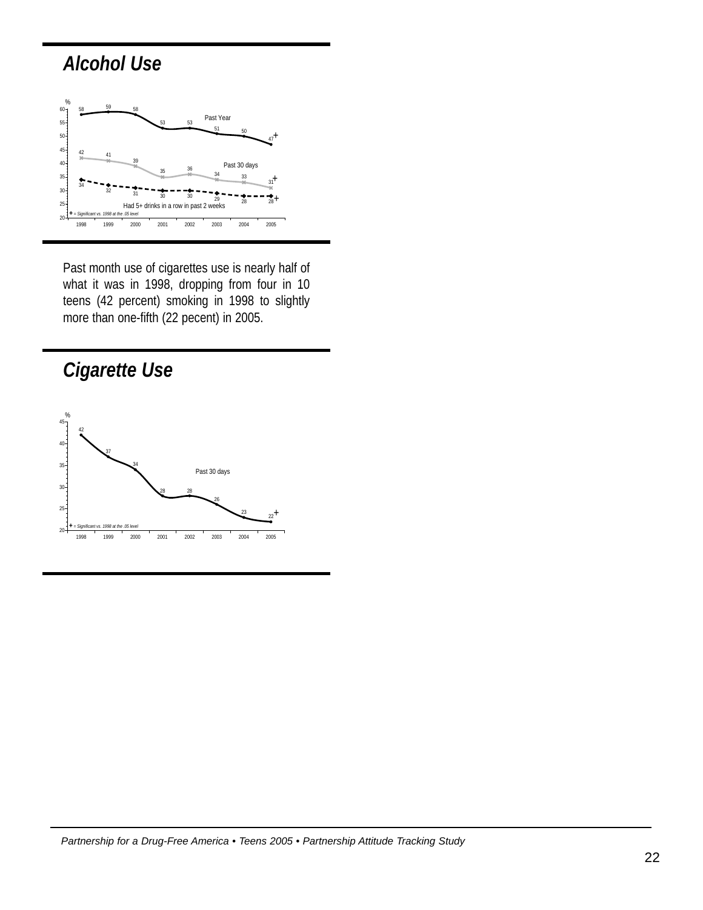## *Alcohol Use*

%

60
55
50
45
40
35
30
25
20

58 59 58 53 53 51 50 47+

Past Year

42 41 39 35 36 34 33 31+

Past 30 days

34 32 31 30 30 29 28 28+

Had 5+ drinks in a row in past 2 weeks

+ = Significant vs. 1998 at the .05 level

1998 1999 2000 2001 2002 2003 2004 2005

Past month use of cigarettes use is nearly half of what it was in 1998, dropping from four in 10 teens (42 percent) smoking in 1998 to slightly more than one-fifth (22 pecent) in 2005.

## *Cigarette Use*

%

45
40
35
30
25
20

42 37 34 28 28 26 23 22+

Past 30 days

+ = Significant vs. 1998 at the .05 level

1998 1999 2000 2001 2002 2003 2004 2005